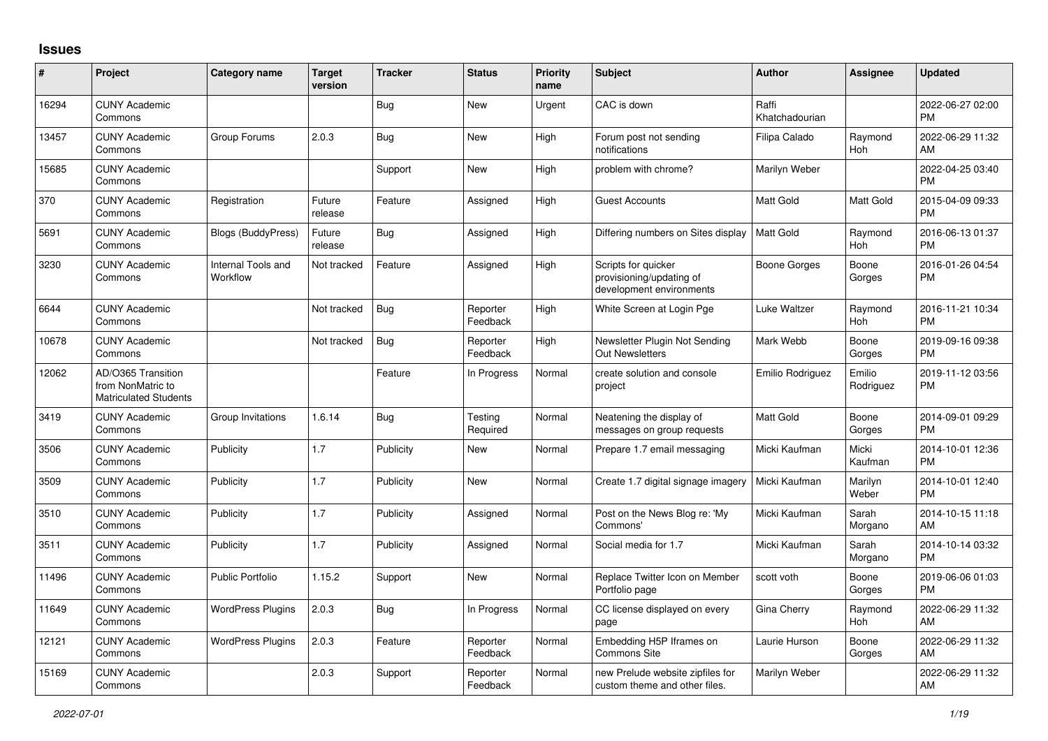## Issues

| # | Project | Category name | Target version | Tracker | Status | Priority name | Subject | Author | Assignee | Updated |
|---|---|---|---|---|---|---|---|---|---|---|
| 16294 | CUNY Academic Commons | | | Bug | New | Urgent | CAC is down | Raffi Khatchadourian | | 2022-06-27 02:00 PM |
| 13457 | CUNY Academic Commons | Group Forums | 2.0.3 | Bug | New | High | Forum post not sending notifications | Filipa Calado | Raymond Hoh | 2022-06-29 11:32 AM |
| 15685 | CUNY Academic Commons | | | Support | New | High | problem with chrome? | Marilyn Weber | | 2022-04-25 03:40 PM |
| 370 | CUNY Academic Commons | Registration | Future release | Feature | Assigned | High | Guest Accounts | Matt Gold | Matt Gold | 2015-04-09 09:33 PM |
| 5691 | CUNY Academic Commons | Blogs (BuddyPress) | Future release | Bug | Assigned | High | Differing numbers on Sites display | Matt Gold | Raymond Hoh | 2016-06-13 01:37 PM |
| 3230 | CUNY Academic Commons | Internal Tools and Workflow | Not tracked | Feature | Assigned | High | Scripts for quicker provisioning/updating of development environments | Boone Gorges | Boone Gorges | 2016-01-26 04:54 PM |
| 6644 | CUNY Academic Commons | | Not tracked | Bug | Reporter Feedback | High | White Screen at Login Pge | Luke Waltzer | Raymond Hoh | 2016-11-21 10:34 PM |
| 10678 | CUNY Academic Commons | | Not tracked | Bug | Reporter Feedback | High | Newsletter Plugin Not Sending Out Newsletters | Mark Webb | Boone Gorges | 2019-09-16 09:38 PM |
| 12062 | AD/O365 Transition from NonMatric to Matriculated Students | | | Feature | In Progress | Normal | create solution and console project | Emilio Rodriguez | Emilio Rodriguez | 2019-11-12 03:56 PM |
| 3419 | CUNY Academic Commons | Group Invitations | 1.6.14 | Bug | Testing Required | Normal | Neatening the display of messages on group requests | Matt Gold | Boone Gorges | 2014-09-01 09:29 PM |
| 3506 | CUNY Academic Commons | Publicity | 1.7 | Publicity | New | Normal | Prepare 1.7 email messaging | Micki Kaufman | Micki Kaufman | 2014-10-01 12:36 PM |
| 3509 | CUNY Academic Commons | Publicity | 1.7 | Publicity | New | Normal | Create 1.7 digital signage imagery | Micki Kaufman | Marilyn Weber | 2014-10-01 12:40 PM |
| 3510 | CUNY Academic Commons | Publicity | 1.7 | Publicity | Assigned | Normal | Post on the News Blog re: 'My Commons' | Micki Kaufman | Sarah Morgano | 2014-10-15 11:18 AM |
| 3511 | CUNY Academic Commons | Publicity | 1.7 | Publicity | Assigned | Normal | Social media for 1.7 | Micki Kaufman | Sarah Morgano | 2014-10-14 03:32 PM |
| 11496 | CUNY Academic Commons | Public Portfolio | 1.15.2 | Support | New | Normal | Replace Twitter Icon on Member Portfolio page | scott voth | Boone Gorges | 2019-06-06 01:03 PM |
| 11649 | CUNY Academic Commons | WordPress Plugins | 2.0.3 | Bug | In Progress | Normal | CC license displayed on every page | Gina Cherry | Raymond Hoh | 2022-06-29 11:32 AM |
| 12121 | CUNY Academic Commons | WordPress Plugins | 2.0.3 | Feature | Reporter Feedback | Normal | Embedding H5P Iframes on Commons Site | Laurie Hurson | Boone Gorges | 2022-06-29 11:32 AM |
| 15169 | CUNY Academic Commons | | 2.0.3 | Support | Reporter Feedback | Normal | new Prelude website zipfiles for custom theme and other files. | Marilyn Weber | | 2022-06-29 11:32 AM |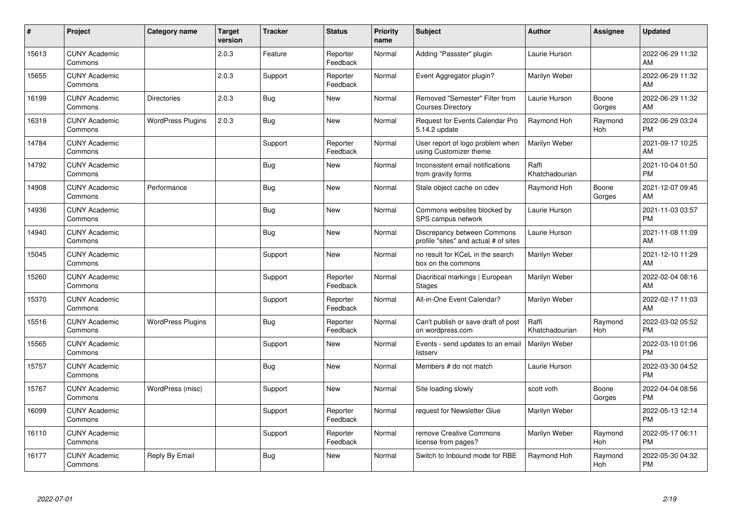| # | Project | Category name | Target version | Tracker | Status | Priority name | Subject | Author | Assignee | Updated |
|---|---|---|---|---|---|---|---|---|---|---|
| 15613 | CUNY Academic Commons | | 2.0.3 | Feature | Reporter Feedback | Normal | Adding "Passster" plugin | Laurie Hurson | | 2022-06-29 11:32 AM |
| 15655 | CUNY Academic Commons | | 2.0.3 | Support | Reporter Feedback | Normal | Event Aggregator plugin? | Marilyn Weber | | 2022-06-29 11:32 AM |
| 16199 | CUNY Academic Commons | Directories | 2.0.3 | Bug | New | Normal | Removed "Semester" Filter from Courses Directory | Laurie Hurson | Boone Gorges | 2022-06-29 11:32 AM |
| 16319 | CUNY Academic Commons | WordPress Plugins | 2.0.3 | Bug | New | Normal | Request for Events Calendar Pro 5.14.2 update | Raymond Hoh | Raymond Hoh | 2022-06-29 03:24 PM |
| 14784 | CUNY Academic Commons | | | Support | Reporter Feedback | Normal | User report of logo problem when using Customizer theme | Marilyn Weber | | 2021-09-17 10:25 AM |
| 14792 | CUNY Academic Commons | | | Bug | New | Normal | Inconsistent email notifications from gravity forms | Raffi Khatchadourian | | 2021-10-04 01:50 PM |
| 14908 | CUNY Academic Commons | Performance | | Bug | New | Normal | Stale object cache on cdev | Raymond Hoh | Boone Gorges | 2021-12-07 09:45 AM |
| 14936 | CUNY Academic Commons | | | Bug | New | Normal | Commons websites blocked by SPS campus network | Laurie Hurson | | 2021-11-03 03:57 PM |
| 14940 | CUNY Academic Commons | | | Bug | New | Normal | Discrepancy between Commons profile "sites" and actual # of sites | Laurie Hurson | | 2021-11-08 11:09 AM |
| 15045 | CUNY Academic Commons | | | Support | New | Normal | no result for KCeL in the search box on the commons | Marilyn Weber | | 2021-12-10 11:29 AM |
| 15260 | CUNY Academic Commons | | | Support | Reporter Feedback | Normal | Diacritical markings \| European Stages | Marilyn Weber | | 2022-02-04 08:16 AM |
| 15370 | CUNY Academic Commons | | | Support | Reporter Feedback | Normal | All-in-One Event Calendar? | Marilyn Weber | | 2022-02-17 11:03 AM |
| 15516 | CUNY Academic Commons | WordPress Plugins | | Bug | Reporter Feedback | Normal | Can't publish or save draft of post on wordpress.com | Raffi Khatchadourian | Raymond Hoh | 2022-03-02 05:52 PM |
| 15565 | CUNY Academic Commons | | | Support | New | Normal | Events - send updates to an email listserv | Marilyn Weber | | 2022-03-10 01:06 PM |
| 15757 | CUNY Academic Commons | | | Bug | New | Normal | Members # do not match | Laurie Hurson | | 2022-03-30 04:52 PM |
| 15767 | CUNY Academic Commons | WordPress (misc) | | Support | New | Normal | Site loading slowly | scott voth | Boone Gorges | 2022-04-04 08:56 PM |
| 16099 | CUNY Academic Commons | | | Support | Reporter Feedback | Normal | request for Newsletter Glue | Marilyn Weber | | 2022-05-13 12:14 PM |
| 16110 | CUNY Academic Commons | | | Support | Reporter Feedback | Normal | remove Creative Commons license from pages? | Marilyn Weber | Raymond Hoh | 2022-05-17 06:11 PM |
| 16177 | CUNY Academic Commons | Reply By Email | | Bug | New | Normal | Switch to Inbound mode for RBE | Raymond Hoh | Raymond Hoh | 2022-05-30 04:32 PM |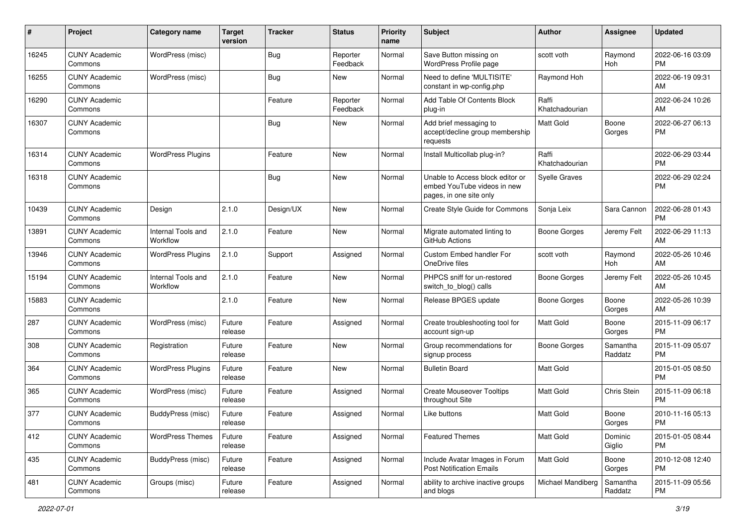| # | Project | Category name | Target version | Tracker | Status | Priority name | Subject | Author | Assignee | Updated |
|---|---|---|---|---|---|---|---|---|---|---|
| 16245 | CUNY Academic Commons | WordPress (misc) | | Bug | Reporter Feedback | Normal | Save Button missing on WordPress Profile page | scott voth | Raymond Hoh | 2022-06-16 03:09 PM |
| 16255 | CUNY Academic Commons | WordPress (misc) | | Bug | New | Normal | Need to define 'MULTISITE' constant in wp-config.php | Raymond Hoh | | 2022-06-19 09:31 AM |
| 16290 | CUNY Academic Commons | | | Feature | Reporter Feedback | Normal | Add Table Of Contents Block plug-in | Raffi Khatchadourian | | 2022-06-24 10:26 AM |
| 16307 | CUNY Academic Commons | | | Bug | New | Normal | Add brief messaging to accept/decline group membership requests | Matt Gold | Boone Gorges | 2022-06-27 06:13 PM |
| 16314 | CUNY Academic Commons | WordPress Plugins | | Feature | New | Normal | Install Multicollab plug-in? | Raffi Khatchadourian | | 2022-06-29 03:44 PM |
| 16318 | CUNY Academic Commons | | | Bug | New | Normal | Unable to Access block editor or embed YouTube videos in new pages, in one site only | Syelle Graves | | 2022-06-29 02:24 PM |
| 10439 | CUNY Academic Commons | Design | 2.1.0 | Design/UX | New | Normal | Create Style Guide for Commons | Sonja Leix | Sara Cannon | 2022-06-28 01:43 PM |
| 13891 | CUNY Academic Commons | Internal Tools and Workflow | 2.1.0 | Feature | New | Normal | Migrate automated linting to GitHub Actions | Boone Gorges | Jeremy Felt | 2022-06-29 11:13 AM |
| 13946 | CUNY Academic Commons | WordPress Plugins | 2.1.0 | Support | Assigned | Normal | Custom Embed handler For OneDrive files | scott voth | Raymond Hoh | 2022-05-26 10:46 AM |
| 15194 | CUNY Academic Commons | Internal Tools and Workflow | 2.1.0 | Feature | New | Normal | PHPCS sniff for un-restored switch_to_blog() calls | Boone Gorges | Jeremy Felt | 2022-05-26 10:45 AM |
| 15883 | CUNY Academic Commons | | 2.1.0 | Feature | New | Normal | Release BPGES update | Boone Gorges | Boone Gorges | 2022-05-26 10:39 AM |
| 287 | CUNY Academic Commons | WordPress (misc) | Future release | Feature | Assigned | Normal | Create troubleshooting tool for account sign-up | Matt Gold | Boone Gorges | 2015-11-09 06:17 PM |
| 308 | CUNY Academic Commons | Registration | Future release | Feature | New | Normal | Group recommendations for signup process | Boone Gorges | Samantha Raddatz | 2015-11-09 05:07 PM |
| 364 | CUNY Academic Commons | WordPress Plugins | Future release | Feature | New | Normal | Bulletin Board | Matt Gold | | 2015-01-05 08:50 PM |
| 365 | CUNY Academic Commons | WordPress (misc) | Future release | Feature | Assigned | Normal | Create Mouseover Tooltips throughout Site | Matt Gold | Chris Stein | 2015-11-09 06:18 PM |
| 377 | CUNY Academic Commons | BuddyPress (misc) | Future release | Feature | Assigned | Normal | Like buttons | Matt Gold | Boone Gorges | 2010-11-16 05:13 PM |
| 412 | CUNY Academic Commons | WordPress Themes | Future release | Feature | Assigned | Normal | Featured Themes | Matt Gold | Dominic Giglio | 2015-01-05 08:44 PM |
| 435 | CUNY Academic Commons | BuddyPress (misc) | Future release | Feature | Assigned | Normal | Include Avatar Images in Forum Post Notification Emails | Matt Gold | Boone Gorges | 2010-12-08 12:40 PM |
| 481 | CUNY Academic Commons | Groups (misc) | Future release | Feature | Assigned | Normal | ability to archive inactive groups and blogs | Michael Mandiberg | Samantha Raddatz | 2015-11-09 05:56 PM |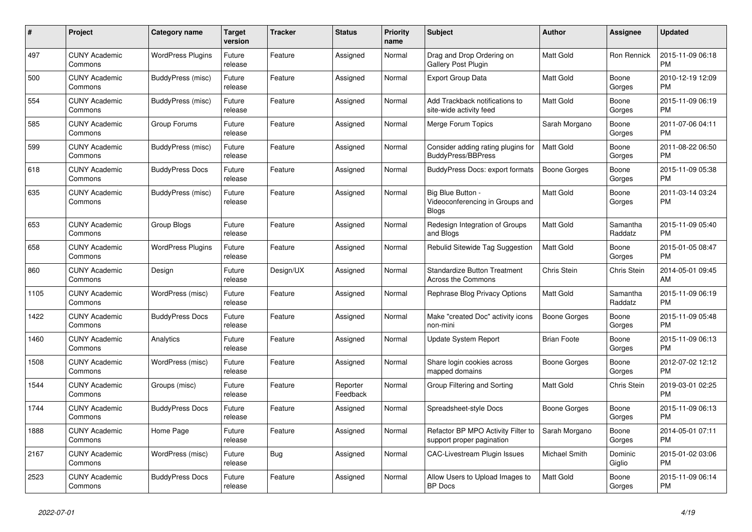| # | Project | Category name | Target version | Tracker | Status | Priority name | Subject | Author | Assignee | Updated |
|---|---|---|---|---|---|---|---|---|---|---|
| 497 | CUNY Academic Commons | WordPress Plugins | Future release | Feature | Assigned | Normal | Drag and Drop Ordering on Gallery Post Plugin | Matt Gold | Ron Rennick | 2015-11-09 06:18 PM |
| 500 | CUNY Academic Commons | BuddyPress (misc) | Future release | Feature | Assigned | Normal | Export Group Data | Matt Gold | Boone Gorges | 2010-12-19 12:09 PM |
| 554 | CUNY Academic Commons | BuddyPress (misc) | Future release | Feature | Assigned | Normal | Add Trackback notifications to site-wide activity feed | Matt Gold | Boone Gorges | 2015-11-09 06:19 PM |
| 585 | CUNY Academic Commons | Group Forums | Future release | Feature | Assigned | Normal | Merge Forum Topics | Sarah Morgano | Boone Gorges | 2011-07-06 04:11 PM |
| 599 | CUNY Academic Commons | BuddyPress (misc) | Future release | Feature | Assigned | Normal | Consider adding rating plugins for BuddyPress/BBPress | Matt Gold | Boone Gorges | 2011-08-22 06:50 PM |
| 618 | CUNY Academic Commons | BuddyPress Docs | Future release | Feature | Assigned | Normal | BuddyPress Docs: export formats | Boone Gorges | Boone Gorges | 2015-11-09 05:38 PM |
| 635 | CUNY Academic Commons | BuddyPress (misc) | Future release | Feature | Assigned | Normal | Big Blue Button - Videoconferencing in Groups and Blogs | Matt Gold | Boone Gorges | 2011-03-14 03:24 PM |
| 653 | CUNY Academic Commons | Group Blogs | Future release | Feature | Assigned | Normal | Redesign Integration of Groups and Blogs | Matt Gold | Samantha Raddatz | 2015-11-09 05:40 PM |
| 658 | CUNY Academic Commons | WordPress Plugins | Future release | Feature | Assigned | Normal | Rebulid Sitewide Tag Suggestion | Matt Gold | Boone Gorges | 2015-01-05 08:47 PM |
| 860 | CUNY Academic Commons | Design | Future release | Design/UX | Assigned | Normal | Standardize Button Treatment Across the Commons | Chris Stein | Chris Stein | 2014-05-01 09:45 AM |
| 1105 | CUNY Academic Commons | WordPress (misc) | Future release | Feature | Assigned | Normal | Rephrase Blog Privacy Options | Matt Gold | Samantha Raddatz | 2015-11-09 06:19 PM |
| 1422 | CUNY Academic Commons | BuddyPress Docs | Future release | Feature | Assigned | Normal | Make "created Doc" activity icons non-mini | Boone Gorges | Boone Gorges | 2015-11-09 05:48 PM |
| 1460 | CUNY Academic Commons | Analytics | Future release | Feature | Assigned | Normal | Update System Report | Brian Foote | Boone Gorges | 2015-11-09 06:13 PM |
| 1508 | CUNY Academic Commons | WordPress (misc) | Future release | Feature | Assigned | Normal | Share login cookies across mapped domains | Boone Gorges | Boone Gorges | 2012-07-02 12:12 PM |
| 1544 | CUNY Academic Commons | Groups (misc) | Future release | Feature | Reporter Feedback | Normal | Group Filtering and Sorting | Matt Gold | Chris Stein | 2019-03-01 02:25 PM |
| 1744 | CUNY Academic Commons | BuddyPress Docs | Future release | Feature | Assigned | Normal | Spreadsheet-style Docs | Boone Gorges | Boone Gorges | 2015-11-09 06:13 PM |
| 1888 | CUNY Academic Commons | Home Page | Future release | Feature | Assigned | Normal | Refactor BP MPO Activity Filter to support proper pagination | Sarah Morgano | Boone Gorges | 2014-05-01 07:11 PM |
| 2167 | CUNY Academic Commons | WordPress (misc) | Future release | Bug | Assigned | Normal | CAC-Livestream Plugin Issues | Michael Smith | Dominic Giglio | 2015-01-02 03:06 PM |
| 2523 | CUNY Academic Commons | BuddyPress Docs | Future release | Feature | Assigned | Normal | Allow Users to Upload Images to BP Docs | Matt Gold | Boone Gorges | 2015-11-09 06:14 PM |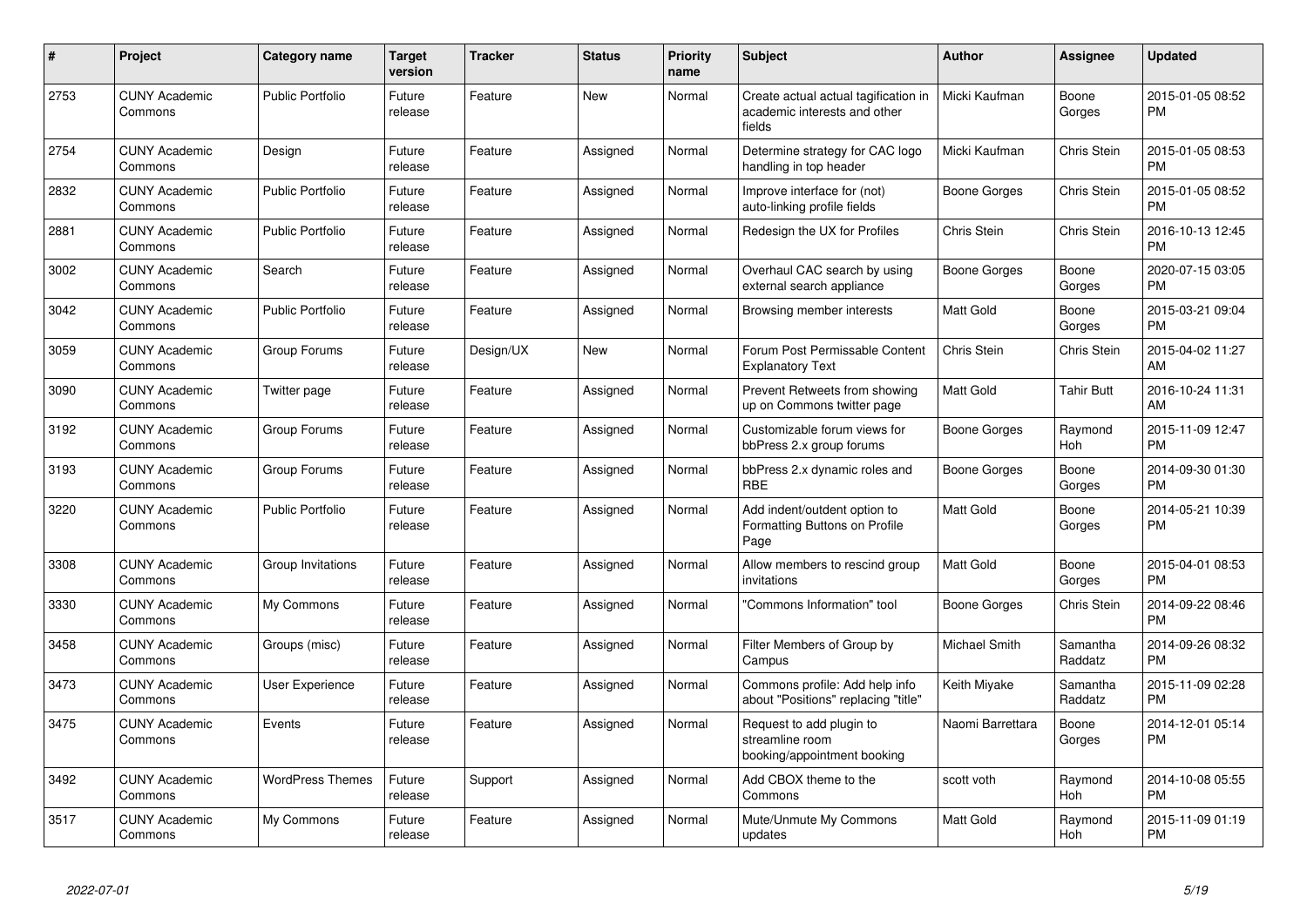| # | Project | Category name | Target version | Tracker | Status | Priority name | Subject | Author | Assignee | Updated |
|---|---|---|---|---|---|---|---|---|---|---|
| 2753 | CUNY Academic Commons | Public Portfolio | Future release | Feature | New | Normal | Create actual actual tagification in academic interests and other fields | Micki Kaufman | Boone Gorges | 2015-01-05 08:52 PM |
| 2754 | CUNY Academic Commons | Design | Future release | Feature | Assigned | Normal | Determine strategy for CAC logo handling in top header | Micki Kaufman | Chris Stein | 2015-01-05 08:53 PM |
| 2832 | CUNY Academic Commons | Public Portfolio | Future release | Feature | Assigned | Normal | Improve interface for (not) auto-linking profile fields | Boone Gorges | Chris Stein | 2015-01-05 08:52 PM |
| 2881 | CUNY Academic Commons | Public Portfolio | Future release | Feature | Assigned | Normal | Redesign the UX for Profiles | Chris Stein | Chris Stein | 2016-10-13 12:45 PM |
| 3002 | CUNY Academic Commons | Search | Future release | Feature | Assigned | Normal | Overhaul CAC search by using external search appliance | Boone Gorges | Boone Gorges | 2020-07-15 03:05 PM |
| 3042 | CUNY Academic Commons | Public Portfolio | Future release | Feature | Assigned | Normal | Browsing member interests | Matt Gold | Boone Gorges | 2015-03-21 09:04 PM |
| 3059 | CUNY Academic Commons | Group Forums | Future release | Design/UX | New | Normal | Forum Post Permissable Content Explanatory Text | Chris Stein | Chris Stein | 2015-04-02 11:27 AM |
| 3090 | CUNY Academic Commons | Twitter page | Future release | Feature | Assigned | Normal | Prevent Retweets from showing up on Commons twitter page | Matt Gold | Tahir Butt | 2016-10-24 11:31 AM |
| 3192 | CUNY Academic Commons | Group Forums | Future release | Feature | Assigned | Normal | Customizable forum views for bbPress 2.x group forums | Boone Gorges | Raymond Hoh | 2015-11-09 12:47 PM |
| 3193 | CUNY Academic Commons | Group Forums | Future release | Feature | Assigned | Normal | bbPress 2.x dynamic roles and RBE | Boone Gorges | Boone Gorges | 2014-09-30 01:30 PM |
| 3220 | CUNY Academic Commons | Public Portfolio | Future release | Feature | Assigned | Normal | Add indent/outdent option to Formatting Buttons on Profile Page | Matt Gold | Boone Gorges | 2014-05-21 10:39 PM |
| 3308 | CUNY Academic Commons | Group Invitations | Future release | Feature | Assigned | Normal | Allow members to rescind group invitations | Matt Gold | Boone Gorges | 2015-04-01 08:53 PM |
| 3330 | CUNY Academic Commons | My Commons | Future release | Feature | Assigned | Normal | "Commons Information" tool | Boone Gorges | Chris Stein | 2014-09-22 08:46 PM |
| 3458 | CUNY Academic Commons | Groups (misc) | Future release | Feature | Assigned | Normal | Filter Members of Group by Campus | Michael Smith | Samantha Raddatz | 2014-09-26 08:32 PM |
| 3473 | CUNY Academic Commons | User Experience | Future release | Feature | Assigned | Normal | Commons profile: Add help info about "Positions" replacing "title" | Keith Miyake | Samantha Raddatz | 2015-11-09 02:28 PM |
| 3475 | CUNY Academic Commons | Events | Future release | Feature | Assigned | Normal | Request to add plugin to streamline room booking/appointment booking | Naomi Barrettara | Boone Gorges | 2014-12-01 05:14 PM |
| 3492 | CUNY Academic Commons | WordPress Themes | Future release | Support | Assigned | Normal | Add CBOX theme to the Commons | scott voth | Raymond Hoh | 2014-10-08 05:55 PM |
| 3517 | CUNY Academic Commons | My Commons | Future release | Feature | Assigned | Normal | Mute/Unmute My Commons updates | Matt Gold | Raymond Hoh | 2015-11-09 01:19 PM |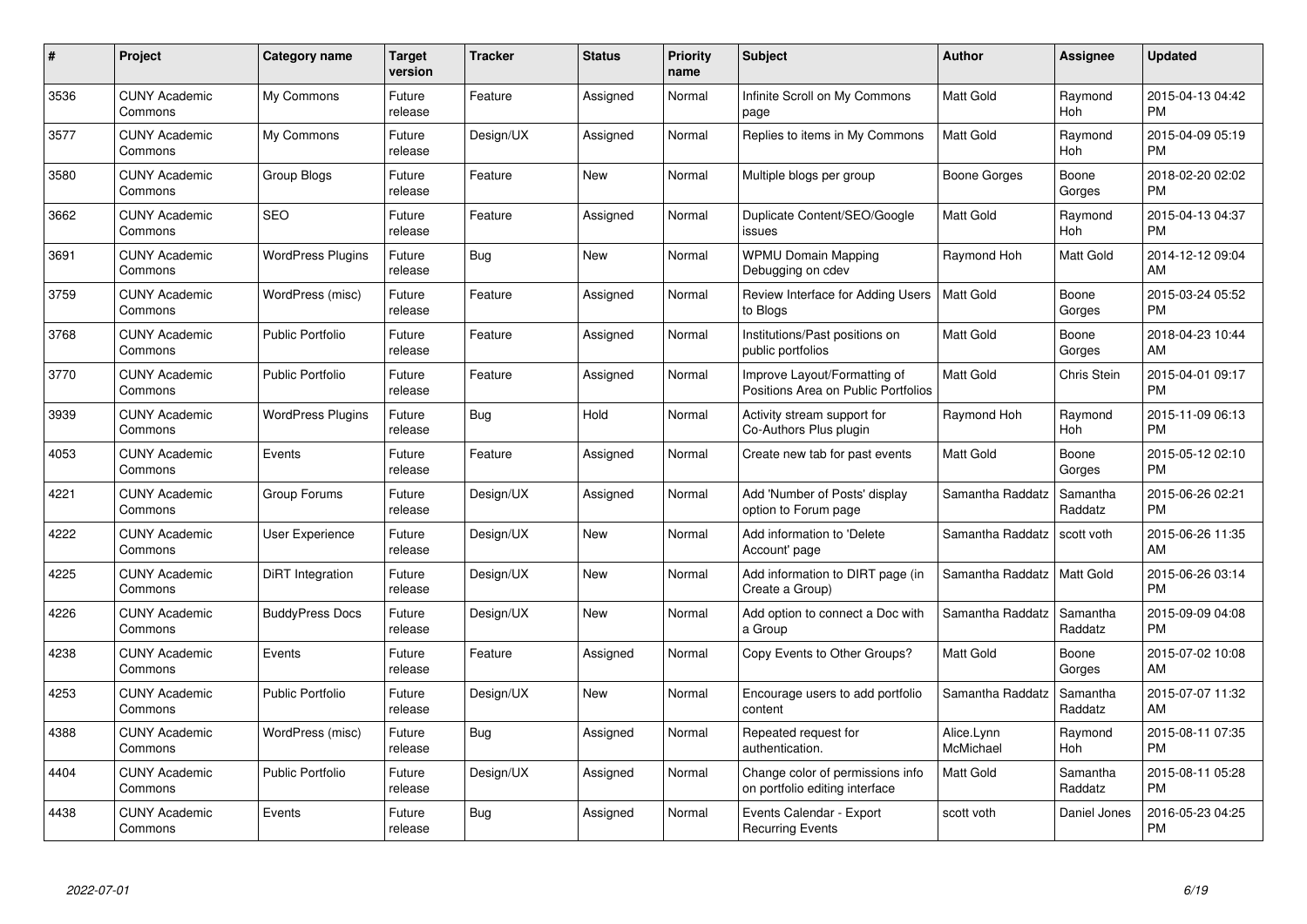| # | Project | Category name | Target version | Tracker | Status | Priority name | Subject | Author | Assignee | Updated |
|---|---|---|---|---|---|---|---|---|---|---|
| 3536 | CUNY Academic Commons | My Commons | Future release | Feature | Assigned | Normal | Infinite Scroll on My Commons page | Matt Gold | Raymond Hoh | 2015-04-13 04:42 PM |
| 3577 | CUNY Academic Commons | My Commons | Future release | Design/UX | Assigned | Normal | Replies to items in My Commons | Matt Gold | Raymond Hoh | 2015-04-09 05:19 PM |
| 3580 | CUNY Academic Commons | Group Blogs | Future release | Feature | New | Normal | Multiple blogs per group | Boone Gorges | Boone Gorges | 2018-02-20 02:02 PM |
| 3662 | CUNY Academic Commons | SEO | Future release | Feature | Assigned | Normal | Duplicate Content/SEO/Google issues | Matt Gold | Raymond Hoh | 2015-04-13 04:37 PM |
| 3691 | CUNY Academic Commons | WordPress Plugins | Future release | Bug | New | Normal | WPMU Domain Mapping Debugging on cdev | Raymond Hoh | Matt Gold | 2014-12-12 09:04 AM |
| 3759 | CUNY Academic Commons | WordPress (misc) | Future release | Feature | Assigned | Normal | Review Interface for Adding Users to Blogs | Matt Gold | Boone Gorges | 2015-03-24 05:52 PM |
| 3768 | CUNY Academic Commons | Public Portfolio | Future release | Feature | Assigned | Normal | Institutions/Past positions on public portfolios | Matt Gold | Boone Gorges | 2018-04-23 10:44 AM |
| 3770 | CUNY Academic Commons | Public Portfolio | Future release | Feature | Assigned | Normal | Improve Layout/Formatting of Positions Area on Public Portfolios | Matt Gold | Chris Stein | 2015-04-01 09:17 PM |
| 3939 | CUNY Academic Commons | WordPress Plugins | Future release | Bug | Hold | Normal | Activity stream support for Co-Authors Plus plugin | Raymond Hoh | Raymond Hoh | 2015-11-09 06:13 PM |
| 4053 | CUNY Academic Commons | Events | Future release | Feature | Assigned | Normal | Create new tab for past events | Matt Gold | Boone Gorges | 2015-05-12 02:10 PM |
| 4221 | CUNY Academic Commons | Group Forums | Future release | Design/UX | Assigned | Normal | Add 'Number of Posts' display option to Forum page | Samantha Raddatz | Samantha Raddatz | 2015-06-26 02:21 PM |
| 4222 | CUNY Academic Commons | User Experience | Future release | Design/UX | New | Normal | Add information to 'Delete Account' page | Samantha Raddatz | scott voth | 2015-06-26 11:35 AM |
| 4225 | CUNY Academic Commons | DiRT Integration | Future release | Design/UX | New | Normal | Add information to DIRT page (in Create a Group) | Samantha Raddatz | Matt Gold | 2015-06-26 03:14 PM |
| 4226 | CUNY Academic Commons | BuddyPress Docs | Future release | Design/UX | New | Normal | Add option to connect a Doc with a Group | Samantha Raddatz | Samantha Raddatz | 2015-09-09 04:08 PM |
| 4238 | CUNY Academic Commons | Events | Future release | Feature | Assigned | Normal | Copy Events to Other Groups? | Matt Gold | Boone Gorges | 2015-07-02 10:08 AM |
| 4253 | CUNY Academic Commons | Public Portfolio | Future release | Design/UX | New | Normal | Encourage users to add portfolio content | Samantha Raddatz | Samantha Raddatz | 2015-07-07 11:32 AM |
| 4388 | CUNY Academic Commons | WordPress (misc) | Future release | Bug | Assigned | Normal | Repeated request for authentication. | Alice.Lynn McMichael | Raymond Hoh | 2015-08-11 07:35 PM |
| 4404 | CUNY Academic Commons | Public Portfolio | Future release | Design/UX | Assigned | Normal | Change color of permissions info on portfolio editing interface | Matt Gold | Samantha Raddatz | 2015-08-11 05:28 PM |
| 4438 | CUNY Academic Commons | Events | Future release | Bug | Assigned | Normal | Events Calendar - Export Recurring Events | scott voth | Daniel Jones | 2016-05-23 04:25 PM |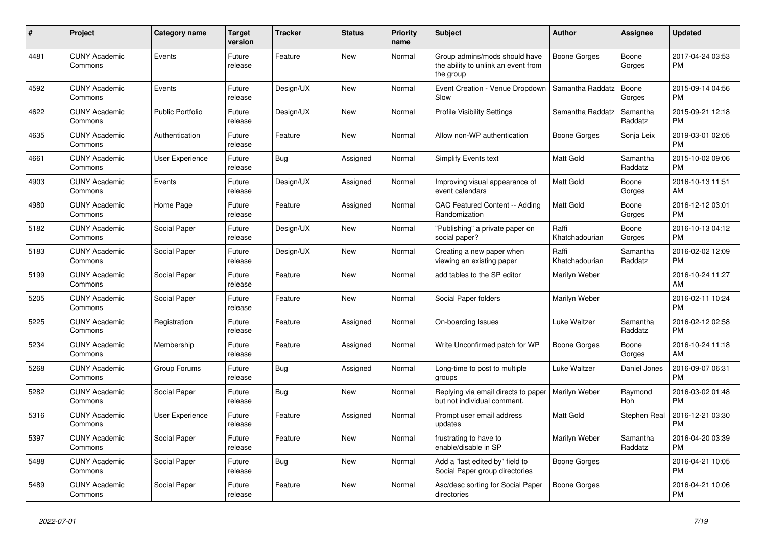| # | Project | Category name | Target version | Tracker | Status | Priority name | Subject | Author | Assignee | Updated |
|---|---|---|---|---|---|---|---|---|---|---|
| 4481 | CUNY Academic Commons | Events | Future release | Feature | New | Normal | Group admins/mods should have the ability to unlink an event from the group | Boone Gorges | Boone Gorges | 2017-04-24 03:53 PM |
| 4592 | CUNY Academic Commons | Events | Future release | Design/UX | New | Normal | Event Creation - Venue Dropdown Slow | Samantha Raddatz | Boone Gorges | 2015-09-14 04:56 PM |
| 4622 | CUNY Academic Commons | Public Portfolio | Future release | Design/UX | New | Normal | Profile Visibility Settings | Samantha Raddatz | Samantha Raddatz | 2015-09-21 12:18 PM |
| 4635 | CUNY Academic Commons | Authentication | Future release | Feature | New | Normal | Allow non-WP authentication | Boone Gorges | Sonja Leix | 2019-03-01 02:05 PM |
| 4661 | CUNY Academic Commons | User Experience | Future release | Bug | Assigned | Normal | Simplify Events text | Matt Gold | Samantha Raddatz | 2015-10-02 09:06 PM |
| 4903 | CUNY Academic Commons | Events | Future release | Design/UX | Assigned | Normal | Improving visual appearance of event calendars | Matt Gold | Boone Gorges | 2016-10-13 11:51 AM |
| 4980 | CUNY Academic Commons | Home Page | Future release | Feature | Assigned | Normal | CAC Featured Content -- Adding Randomization | Matt Gold | Boone Gorges | 2016-12-12 03:01 PM |
| 5182 | CUNY Academic Commons | Social Paper | Future release | Design/UX | New | Normal | "Publishing" a private paper on social paper? | Raffi Khatchadourian | Boone Gorges | 2016-10-13 04:12 PM |
| 5183 | CUNY Academic Commons | Social Paper | Future release | Design/UX | New | Normal | Creating a new paper when viewing an existing paper | Raffi Khatchadourian | Samantha Raddatz | 2016-02-02 12:09 PM |
| 5199 | CUNY Academic Commons | Social Paper | Future release | Feature | New | Normal | add tables to the SP editor | Marilyn Weber | | 2016-10-24 11:27 AM |
| 5205 | CUNY Academic Commons | Social Paper | Future release | Feature | New | Normal | Social Paper folders | Marilyn Weber | | 2016-02-11 10:24 PM |
| 5225 | CUNY Academic Commons | Registration | Future release | Feature | Assigned | Normal | On-boarding Issues | Luke Waltzer | Samantha Raddatz | 2016-02-12 02:58 PM |
| 5234 | CUNY Academic Commons | Membership | Future release | Feature | Assigned | Normal | Write Unconfirmed patch for WP | Boone Gorges | Boone Gorges | 2016-10-24 11:18 AM |
| 5268 | CUNY Academic Commons | Group Forums | Future release | Bug | Assigned | Normal | Long-time to post to multiple groups | Luke Waltzer | Daniel Jones | 2016-09-07 06:31 PM |
| 5282 | CUNY Academic Commons | Social Paper | Future release | Bug | New | Normal | Replying via email directs to paper but not individual comment. | Marilyn Weber | Raymond Hoh | 2016-03-02 01:48 PM |
| 5316 | CUNY Academic Commons | User Experience | Future release | Feature | Assigned | Normal | Prompt user email address updates | Matt Gold | Stephen Real | 2016-12-21 03:30 PM |
| 5397 | CUNY Academic Commons | Social Paper | Future release | Feature | New | Normal | frustrating to have to enable/disable in SP | Marilyn Weber | Samantha Raddatz | 2016-04-20 03:39 PM |
| 5488 | CUNY Academic Commons | Social Paper | Future release | Bug | New | Normal | Add a "last edited by" field to Social Paper group directories | Boone Gorges | | 2016-04-21 10:05 PM |
| 5489 | CUNY Academic Commons | Social Paper | Future release | Feature | New | Normal | Asc/desc sorting for Social Paper directories | Boone Gorges | | 2016-04-21 10:06 PM |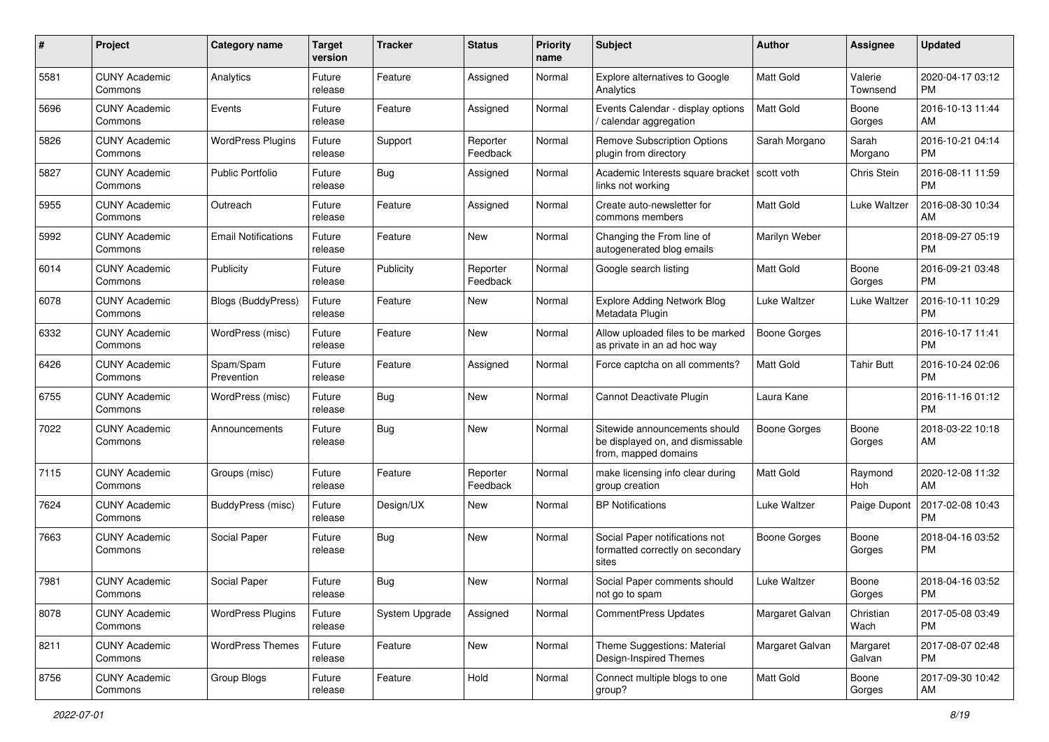| # | Project | Category name | Target version | Tracker | Status | Priority name | Subject | Author | Assignee | Updated |
|---|---|---|---|---|---|---|---|---|---|---|
| 5581 | CUNY Academic Commons | Analytics | Future release | Feature | Assigned | Normal | Explore alternatives to Google Analytics | Matt Gold | Valerie Townsend | 2020-04-17 03:12 PM |
| 5696 | CUNY Academic Commons | Events | Future release | Feature | Assigned | Normal | Events Calendar - display options / calendar aggregation | Matt Gold | Boone Gorges | 2016-10-13 11:44 AM |
| 5826 | CUNY Academic Commons | WordPress Plugins | Future release | Support | Reporter Feedback | Normal | Remove Subscription Options plugin from directory | Sarah Morgano | Sarah Morgano | 2016-10-21 04:14 PM |
| 5827 | CUNY Academic Commons | Public Portfolio | Future release | Bug | Assigned | Normal | Academic Interests square bracket links not working | scott voth | Chris Stein | 2016-08-11 11:59 PM |
| 5955 | CUNY Academic Commons | Outreach | Future release | Feature | Assigned | Normal | Create auto-newsletter for commons members | Matt Gold | Luke Waltzer | 2016-08-30 10:34 AM |
| 5992 | CUNY Academic Commons | Email Notifications | Future release | Feature | New | Normal | Changing the From line of autogenerated blog emails | Marilyn Weber | | 2018-09-27 05:19 PM |
| 6014 | CUNY Academic Commons | Publicity | Future release | Publicity | Reporter Feedback | Normal | Google search listing | Matt Gold | Boone Gorges | 2016-09-21 03:48 PM |
| 6078 | CUNY Academic Commons | Blogs (BuddyPress) | Future release | Feature | New | Normal | Explore Adding Network Blog Metadata Plugin | Luke Waltzer | Luke Waltzer | 2016-10-11 10:29 PM |
| 6332 | CUNY Academic Commons | WordPress (misc) | Future release | Feature | New | Normal | Allow uploaded files to be marked as private in an ad hoc way | Boone Gorges | | 2016-10-17 11:41 PM |
| 6426 | CUNY Academic Commons | Spam/Spam Prevention | Future release | Feature | Assigned | Normal | Force captcha on all comments? | Matt Gold | Tahir Butt | 2016-10-24 02:06 PM |
| 6755 | CUNY Academic Commons | WordPress (misc) | Future release | Bug | New | Normal | Cannot Deactivate Plugin | Laura Kane | | 2016-11-16 01:12 PM |
| 7022 | CUNY Academic Commons | Announcements | Future release | Bug | New | Normal | Sitewide announcements should be displayed on, and dismissable from, mapped domains | Boone Gorges | Boone Gorges | 2018-03-22 10:18 AM |
| 7115 | CUNY Academic Commons | Groups (misc) | Future release | Feature | Reporter Feedback | Normal | make licensing info clear during group creation | Matt Gold | Raymond Hoh | 2020-12-08 11:32 AM |
| 7624 | CUNY Academic Commons | BuddyPress (misc) | Future release | Design/UX | New | Normal | BP Notifications | Luke Waltzer | Paige Dupont | 2017-02-08 10:43 PM |
| 7663 | CUNY Academic Commons | Social Paper | Future release | Bug | New | Normal | Social Paper notifications not formatted correctly on secondary sites | Boone Gorges | Boone Gorges | 2018-04-16 03:52 PM |
| 7981 | CUNY Academic Commons | Social Paper | Future release | Bug | New | Normal | Social Paper comments should not go to spam | Luke Waltzer | Boone Gorges | 2018-04-16 03:52 PM |
| 8078 | CUNY Academic Commons | WordPress Plugins | Future release | System Upgrade | Assigned | Normal | CommentPress Updates | Margaret Galvan | Christian Wach | 2017-05-08 03:49 PM |
| 8211 | CUNY Academic Commons | WordPress Themes | Future release | Feature | New | Normal | Theme Suggestions: Material Design-Inspired Themes | Margaret Galvan | Margaret Galvan | 2017-08-07 02:48 PM |
| 8756 | CUNY Academic Commons | Group Blogs | Future release | Feature | Hold | Normal | Connect multiple blogs to one group? | Matt Gold | Boone Gorges | 2017-09-30 10:42 AM |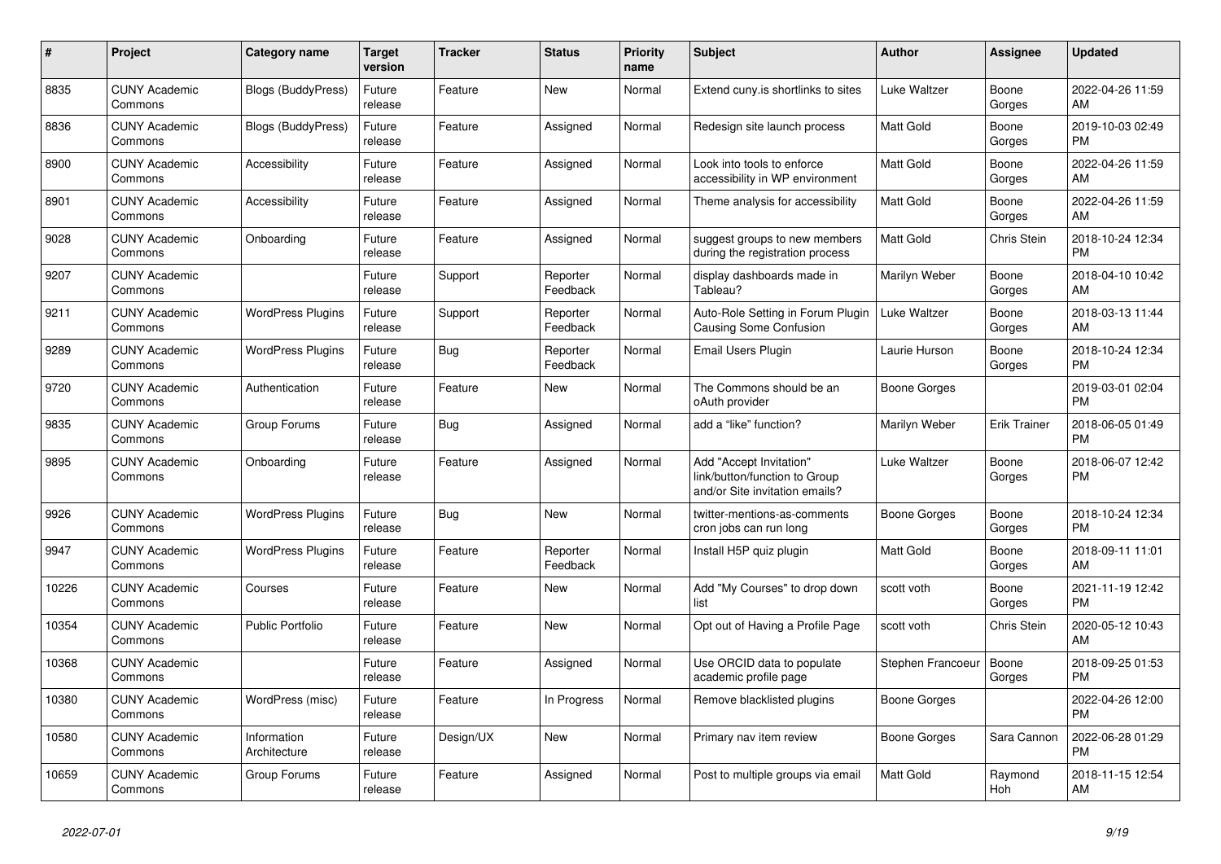| # | Project | Category name | Target version | Tracker | Status | Priority name | Subject | Author | Assignee | Updated |
|---|---|---|---|---|---|---|---|---|---|---|
| 8835 | CUNY Academic Commons | Blogs (BuddyPress) | Future release | Feature | New | Normal | Extend cuny.is shortlinks to sites | Luke Waltzer | Boone Gorges | 2022-04-26 11:59 AM |
| 8836 | CUNY Academic Commons | Blogs (BuddyPress) | Future release | Feature | Assigned | Normal | Redesign site launch process | Matt Gold | Boone Gorges | 2019-10-03 02:49 PM |
| 8900 | CUNY Academic Commons | Accessibility | Future release | Feature | Assigned | Normal | Look into tools to enforce accessibility in WP environment | Matt Gold | Boone Gorges | 2022-04-26 11:59 AM |
| 8901 | CUNY Academic Commons | Accessibility | Future release | Feature | Assigned | Normal | Theme analysis for accessibility | Matt Gold | Boone Gorges | 2022-04-26 11:59 AM |
| 9028 | CUNY Academic Commons | Onboarding | Future release | Feature | Assigned | Normal | suggest groups to new members during the registration process | Matt Gold | Chris Stein | 2018-10-24 12:34 PM |
| 9207 | CUNY Academic Commons | | Future release | Support | Reporter Feedback | Normal | display dashboards made in Tableau? | Marilyn Weber | Boone Gorges | 2018-04-10 10:42 AM |
| 9211 | CUNY Academic Commons | WordPress Plugins | Future release | Support | Reporter Feedback | Normal | Auto-Role Setting in Forum Plugin Causing Some Confusion | Luke Waltzer | Boone Gorges | 2018-03-13 11:44 AM |
| 9289 | CUNY Academic Commons | WordPress Plugins | Future release | Bug | Reporter Feedback | Normal | Email Users Plugin | Laurie Hurson | Boone Gorges | 2018-10-24 12:34 PM |
| 9720 | CUNY Academic Commons | Authentication | Future release | Feature | New | Normal | The Commons should be an oAuth provider | Boone Gorges | | 2019-03-01 02:04 PM |
| 9835 | CUNY Academic Commons | Group Forums | Future release | Bug | Assigned | Normal | add a “like” function? | Marilyn Weber | Erik Trainer | 2018-06-05 01:49 PM |
| 9895 | CUNY Academic Commons | Onboarding | Future release | Feature | Assigned | Normal | Add "Accept Invitation" link/button/function to Group and/or Site invitation emails? | Luke Waltzer | Boone Gorges | 2018-06-07 12:42 PM |
| 9926 | CUNY Academic Commons | WordPress Plugins | Future release | Bug | New | Normal | twitter-mentions-as-comments cron jobs can run long | Boone Gorges | Boone Gorges | 2018-10-24 12:34 PM |
| 9947 | CUNY Academic Commons | WordPress Plugins | Future release | Feature | Reporter Feedback | Normal | Install H5P quiz plugin | Matt Gold | Boone Gorges | 2018-09-11 11:01 AM |
| 10226 | CUNY Academic Commons | Courses | Future release | Feature | New | Normal | Add "My Courses" to drop down list | scott voth | Boone Gorges | 2021-11-19 12:42 PM |
| 10354 | CUNY Academic Commons | Public Portfolio | Future release | Feature | New | Normal | Opt out of Having a Profile Page | scott voth | Chris Stein | 2020-05-12 10:43 AM |
| 10368 | CUNY Academic Commons | | Future release | Feature | Assigned | Normal | Use ORCID data to populate academic profile page | Stephen Francoeur | Boone Gorges | 2018-09-25 01:53 PM |
| 10380 | CUNY Academic Commons | WordPress (misc) | Future release | Feature | In Progress | Normal | Remove blacklisted plugins | Boone Gorges | | 2022-04-26 12:00 PM |
| 10580 | CUNY Academic Commons | Information Architecture | Future release | Design/UX | New | Normal | Primary nav item review | Boone Gorges | Sara Cannon | 2022-06-28 01:29 PM |
| 10659 | CUNY Academic Commons | Group Forums | Future release | Feature | Assigned | Normal | Post to multiple groups via email | Matt Gold | Raymond Hoh | 2018-11-15 12:54 AM |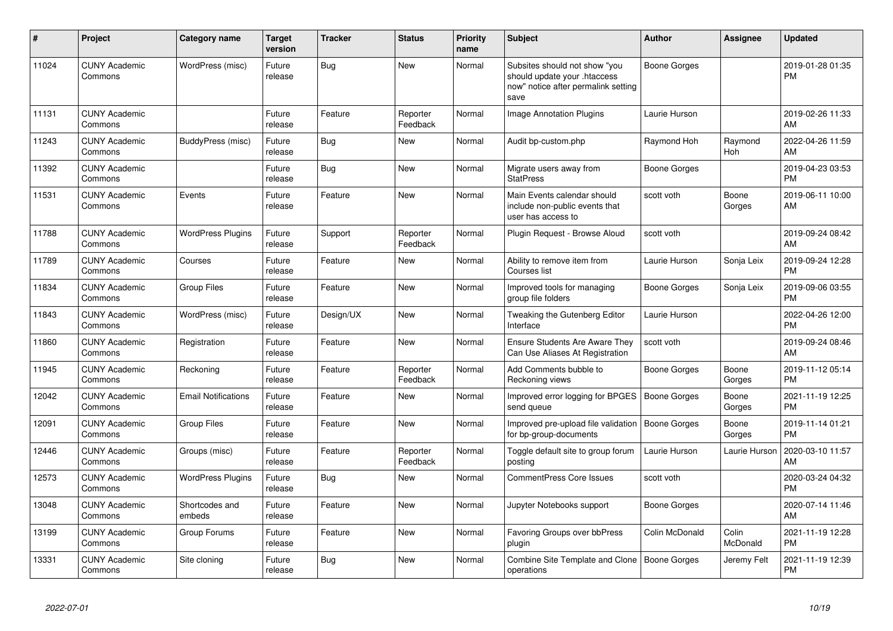| # | Project | Category name | Target version | Tracker | Status | Priority name | Subject | Author | Assignee | Updated |
|---|---|---|---|---|---|---|---|---|---|---|
| 11024 | CUNY Academic Commons | WordPress (misc) | Future release | Bug | New | Normal | Subsites should not show "you should update your .htaccess now" notice after permalink setting save | Boone Gorges | | 2019-01-28 01:35 PM |
| 11131 | CUNY Academic Commons | | Future release | Feature | Reporter Feedback | Normal | Image Annotation Plugins | Laurie Hurson | | 2019-02-26 11:33 AM |
| 11243 | CUNY Academic Commons | BuddyPress (misc) | Future release | Bug | New | Normal | Audit bp-custom.php | Raymond Hoh | Raymond Hoh | 2022-04-26 11:59 AM |
| 11392 | CUNY Academic Commons | | Future release | Bug | New | Normal | Migrate users away from StatPress | Boone Gorges | | 2019-04-23 03:53 PM |
| 11531 | CUNY Academic Commons | Events | Future release | Feature | New | Normal | Main Events calendar should include non-public events that user has access to | scott voth | Boone Gorges | 2019-06-11 10:00 AM |
| 11788 | CUNY Academic Commons | WordPress Plugins | Future release | Support | Reporter Feedback | Normal | Plugin Request - Browse Aloud | scott voth | | 2019-09-24 08:42 AM |
| 11789 | CUNY Academic Commons | Courses | Future release | Feature | New | Normal | Ability to remove item from Courses list | Laurie Hurson | Sonja Leix | 2019-09-24 12:28 PM |
| 11834 | CUNY Academic Commons | Group Files | Future release | Feature | New | Normal | Improved tools for managing group file folders | Boone Gorges | Sonja Leix | 2019-09-06 03:55 PM |
| 11843 | CUNY Academic Commons | WordPress (misc) | Future release | Design/UX | New | Normal | Tweaking the Gutenberg Editor Interface | Laurie Hurson | | 2022-04-26 12:00 PM |
| 11860 | CUNY Academic Commons | Registration | Future release | Feature | New | Normal | Ensure Students Are Aware They Can Use Aliases At Registration | scott voth | | 2019-09-24 08:46 AM |
| 11945 | CUNY Academic Commons | Reckoning | Future release | Feature | Reporter Feedback | Normal | Add Comments bubble to Reckoning views | Boone Gorges | Boone Gorges | 2019-11-12 05:14 PM |
| 12042 | CUNY Academic Commons | Email Notifications | Future release | Feature | New | Normal | Improved error logging for BPGES send queue | Boone Gorges | Boone Gorges | 2021-11-19 12:25 PM |
| 12091 | CUNY Academic Commons | Group Files | Future release | Feature | New | Normal | Improved pre-upload file validation for bp-group-documents | Boone Gorges | Boone Gorges | 2019-11-14 01:21 PM |
| 12446 | CUNY Academic Commons | Groups (misc) | Future release | Feature | Reporter Feedback | Normal | Toggle default site to group forum posting | Laurie Hurson | Laurie Hurson | 2020-03-10 11:57 AM |
| 12573 | CUNY Academic Commons | WordPress Plugins | Future release | Bug | New | Normal | CommentPress Core Issues | scott voth | | 2020-03-24 04:32 PM |
| 13048 | CUNY Academic Commons | Shortcodes and embeds | Future release | Feature | New | Normal | Jupyter Notebooks support | Boone Gorges | | 2020-07-14 11:46 AM |
| 13199 | CUNY Academic Commons | Group Forums | Future release | Feature | New | Normal | Favoring Groups over bbPress plugin | Colin McDonald | Colin McDonald | 2021-11-19 12:28 PM |
| 13331 | CUNY Academic Commons | Site cloning | Future release | Bug | New | Normal | Combine Site Template and Clone operations | Boone Gorges | Jeremy Felt | 2021-11-19 12:39 PM |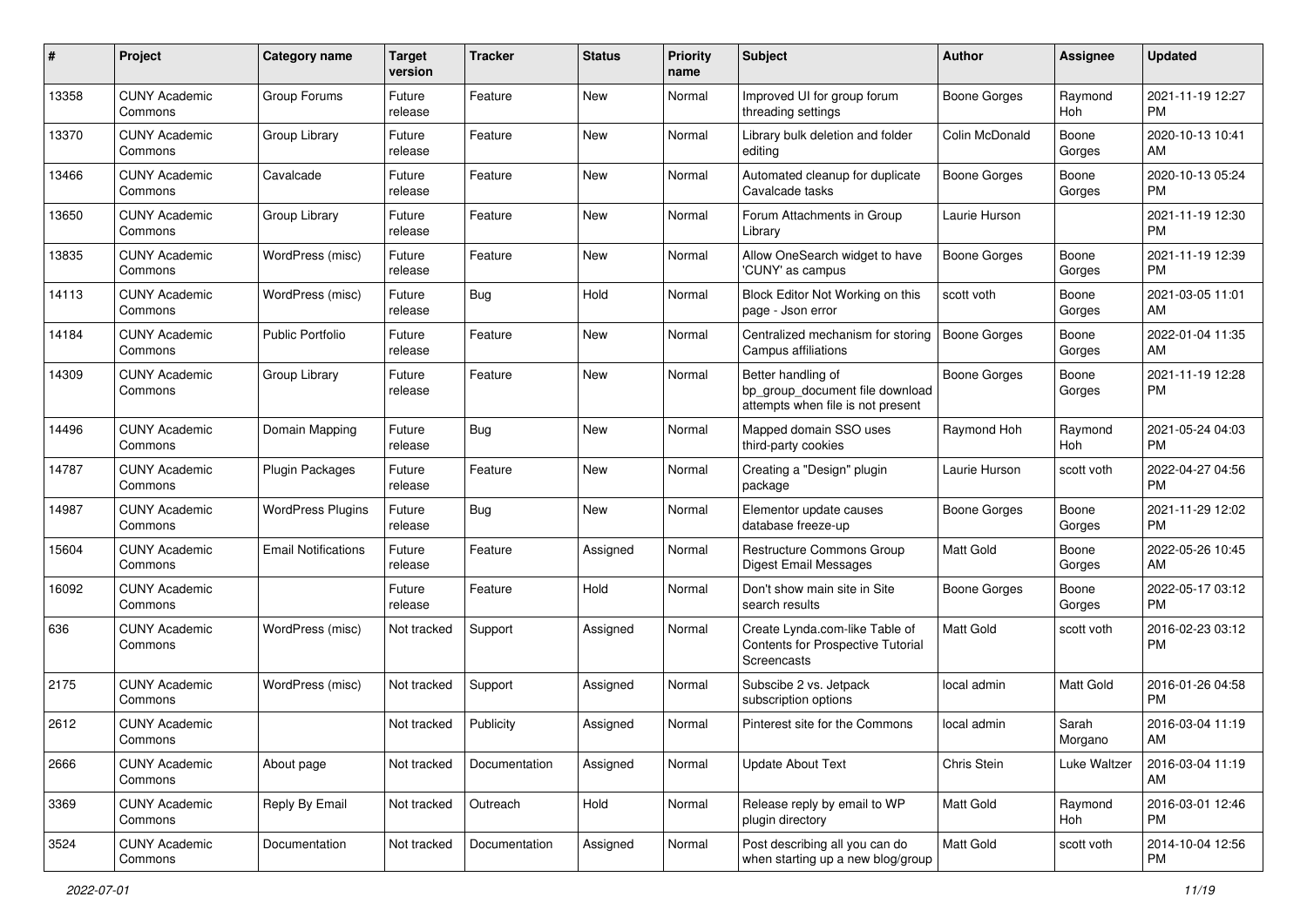| # | Project | Category name | Target version | Tracker | Status | Priority name | Subject | Author | Assignee | Updated |
|---|---|---|---|---|---|---|---|---|---|---|
| 13358 | CUNY Academic Commons | Group Forums | Future release | Feature | New | Normal | Improved UI for group forum threading settings | Boone Gorges | Raymond Hoh | 2021-11-19 12:27 PM |
| 13370 | CUNY Academic Commons | Group Library | Future release | Feature | New | Normal | Library bulk deletion and folder editing | Colin McDonald | Boone Gorges | 2020-10-13 10:41 AM |
| 13466 | CUNY Academic Commons | Cavalcade | Future release | Feature | New | Normal | Automated cleanup for duplicate Cavalcade tasks | Boone Gorges | Boone Gorges | 2020-10-13 05:24 PM |
| 13650 | CUNY Academic Commons | Group Library | Future release | Feature | New | Normal | Forum Attachments in Group Library | Laurie Hurson | | 2021-11-19 12:30 PM |
| 13835 | CUNY Academic Commons | WordPress (misc) | Future release | Feature | New | Normal | Allow OneSearch widget to have 'CUNY' as campus | Boone Gorges | Boone Gorges | 2021-11-19 12:39 PM |
| 14113 | CUNY Academic Commons | WordPress (misc) | Future release | Bug | Hold | Normal | Block Editor Not Working on this page - Json error | scott voth | Boone Gorges | 2021-03-05 11:01 AM |
| 14184 | CUNY Academic Commons | Public Portfolio | Future release | Feature | New | Normal | Centralized mechanism for storing Campus affiliations | Boone Gorges | Boone Gorges | 2022-01-04 11:35 AM |
| 14309 | CUNY Academic Commons | Group Library | Future release | Feature | New | Normal | Better handling of bp_group_document file download attempts when file is not present | Boone Gorges | Boone Gorges | 2021-11-19 12:28 PM |
| 14496 | CUNY Academic Commons | Domain Mapping | Future release | Bug | New | Normal | Mapped domain SSO uses third-party cookies | Raymond Hoh | Raymond Hoh | 2021-05-24 04:03 PM |
| 14787 | CUNY Academic Commons | Plugin Packages | Future release | Feature | New | Normal | Creating a "Design" plugin package | Laurie Hurson | scott voth | 2022-04-27 04:56 PM |
| 14987 | CUNY Academic Commons | WordPress Plugins | Future release | Bug | New | Normal | Elementor update causes database freeze-up | Boone Gorges | Boone Gorges | 2021-11-29 12:02 PM |
| 15604 | CUNY Academic Commons | Email Notifications | Future release | Feature | Assigned | Normal | Restructure Commons Group Digest Email Messages | Matt Gold | Boone Gorges | 2022-05-26 10:45 AM |
| 16092 | CUNY Academic Commons | | Future release | Feature | Hold | Normal | Don't show main site in Site search results | Boone Gorges | Boone Gorges | 2022-05-17 03:12 PM |
| 636 | CUNY Academic Commons | WordPress (misc) | Not tracked | Support | Assigned | Normal | Create Lynda.com-like Table of Contents for Prospective Tutorial Screencasts | Matt Gold | scott voth | 2016-02-23 03:12 PM |
| 2175 | CUNY Academic Commons | WordPress (misc) | Not tracked | Support | Assigned | Normal | Subscibe 2 vs. Jetpack subscription options | local admin | Matt Gold | 2016-01-26 04:58 PM |
| 2612 | CUNY Academic Commons | | Not tracked | Publicity | Assigned | Normal | Pinterest site for the Commons | local admin | Sarah Morgano | 2016-03-04 11:19 AM |
| 2666 | CUNY Academic Commons | About page | Not tracked | Documentation | Assigned | Normal | Update About Text | Chris Stein | Luke Waltzer | 2016-03-04 11:19 AM |
| 3369 | CUNY Academic Commons | Reply By Email | Not tracked | Outreach | Hold | Normal | Release reply by email to WP plugin directory | Matt Gold | Raymond Hoh | 2016-03-01 12:46 PM |
| 3524 | CUNY Academic Commons | Documentation | Not tracked | Documentation | Assigned | Normal | Post describing all you can do when starting up a new blog/group | Matt Gold | scott voth | 2014-10-04 12:56 PM |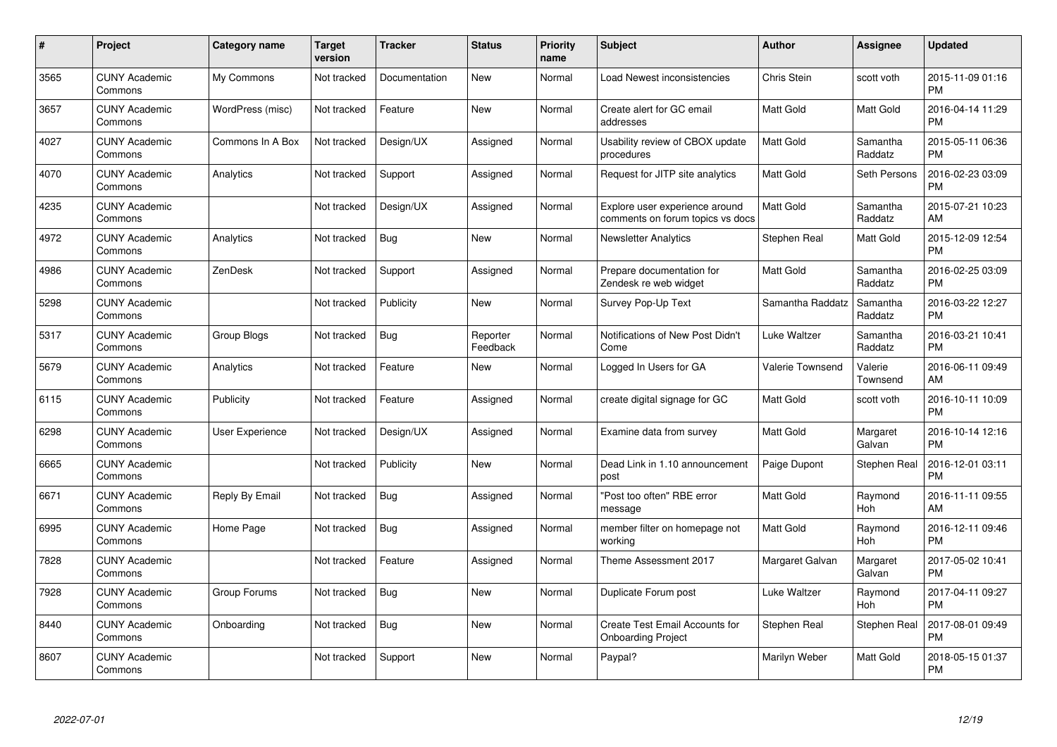| # | Project | Category name | Target version | Tracker | Status | Priority name | Subject | Author | Assignee | Updated |
|---|---|---|---|---|---|---|---|---|---|---|
| 3565 | CUNY Academic Commons | My Commons | Not tracked | Documentation | New | Normal | Load Newest inconsistencies | Chris Stein | scott voth | 2015-11-09 01:16 PM |
| 3657 | CUNY Academic Commons | WordPress (misc) | Not tracked | Feature | New | Normal | Create alert for GC email addresses | Matt Gold | Matt Gold | 2016-04-14 11:29 PM |
| 4027 | CUNY Academic Commons | Commons In A Box | Not tracked | Design/UX | Assigned | Normal | Usability review of CBOX update procedures | Matt Gold | Samantha Raddatz | 2015-05-11 06:36 PM |
| 4070 | CUNY Academic Commons | Analytics | Not tracked | Support | Assigned | Normal | Request for JITP site analytics | Matt Gold | Seth Persons | 2016-02-23 03:09 PM |
| 4235 | CUNY Academic Commons | | Not tracked | Design/UX | Assigned | Normal | Explore user experience around comments on forum topics vs docs | Matt Gold | Samantha Raddatz | 2015-07-21 10:23 AM |
| 4972 | CUNY Academic Commons | Analytics | Not tracked | Bug | New | Normal | Newsletter Analytics | Stephen Real | Matt Gold | 2015-12-09 12:54 PM |
| 4986 | CUNY Academic Commons | ZenDesk | Not tracked | Support | Assigned | Normal | Prepare documentation for Zendesk re web widget | Matt Gold | Samantha Raddatz | 2016-02-25 03:09 PM |
| 5298 | CUNY Academic Commons | | Not tracked | Publicity | New | Normal | Survey Pop-Up Text | Samantha Raddatz | Samantha Raddatz | 2016-03-22 12:27 PM |
| 5317 | CUNY Academic Commons | Group Blogs | Not tracked | Bug | Reporter Feedback | Normal | Notifications of New Post Didn't Come | Luke Waltzer | Samantha Raddatz | 2016-03-21 10:41 PM |
| 5679 | CUNY Academic Commons | Analytics | Not tracked | Feature | New | Normal | Logged In Users for GA | Valerie Townsend | Valerie Townsend | 2016-06-11 09:49 AM |
| 6115 | CUNY Academic Commons | Publicity | Not tracked | Feature | Assigned | Normal | create digital signage for GC | Matt Gold | scott voth | 2016-10-11 10:09 PM |
| 6298 | CUNY Academic Commons | User Experience | Not tracked | Design/UX | Assigned | Normal | Examine data from survey | Matt Gold | Margaret Galvan | 2016-10-14 12:16 PM |
| 6665 | CUNY Academic Commons | | Not tracked | Publicity | New | Normal | Dead Link in 1.10 announcement post | Paige Dupont | Stephen Real | 2016-12-01 03:11 PM |
| 6671 | CUNY Academic Commons | Reply By Email | Not tracked | Bug | Assigned | Normal | "Post too often" RBE error message | Matt Gold | Raymond Hoh | 2016-11-11 09:55 AM |
| 6995 | CUNY Academic Commons | Home Page | Not tracked | Bug | Assigned | Normal | member filter on homepage not working | Matt Gold | Raymond Hoh | 2016-12-11 09:46 PM |
| 7828 | CUNY Academic Commons | | Not tracked | Feature | Assigned | Normal | Theme Assessment 2017 | Margaret Galvan | Margaret Galvan | 2017-05-02 10:41 PM |
| 7928 | CUNY Academic Commons | Group Forums | Not tracked | Bug | New | Normal | Duplicate Forum post | Luke Waltzer | Raymond Hoh | 2017-04-11 09:27 PM |
| 8440 | CUNY Academic Commons | Onboarding | Not tracked | Bug | New | Normal | Create Test Email Accounts for Onboarding Project | Stephen Real | Stephen Real | 2017-08-01 09:49 PM |
| 8607 | CUNY Academic Commons | | Not tracked | Support | New | Normal | Paypal? | Marilyn Weber | Matt Gold | 2018-05-15 01:37 PM |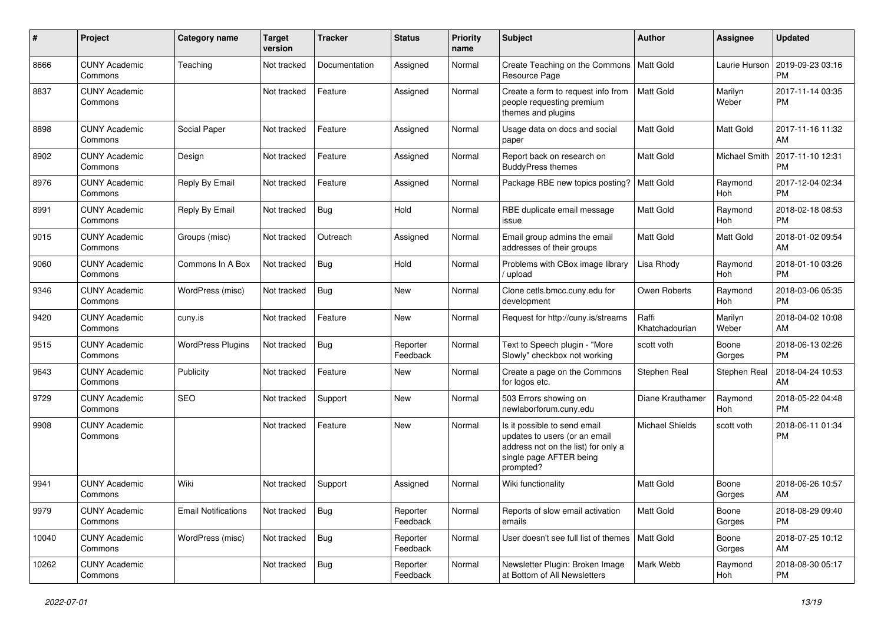| # | Project | Category name | Target version | Tracker | Status | Priority name | Subject | Author | Assignee | Updated |
|---|---|---|---|---|---|---|---|---|---|---|
| 8666 | CUNY Academic Commons | Teaching | Not tracked | Documentation | Assigned | Normal | Create Teaching on the Commons Resource Page | Matt Gold | Laurie Hurson | 2019-09-23 03:16 PM |
| 8837 | CUNY Academic Commons | | Not tracked | Feature | Assigned | Normal | Create a form to request info from people requesting premium themes and plugins | Matt Gold | Marilyn Weber | 2017-11-14 03:35 PM |
| 8898 | CUNY Academic Commons | Social Paper | Not tracked | Feature | Assigned | Normal | Usage data on docs and social paper | Matt Gold | Matt Gold | 2017-11-16 11:32 AM |
| 8902 | CUNY Academic Commons | Design | Not tracked | Feature | Assigned | Normal | Report back on research on BuddyPress themes | Matt Gold | Michael Smith | 2017-11-10 12:31 PM |
| 8976 | CUNY Academic Commons | Reply By Email | Not tracked | Feature | Assigned | Normal | Package RBE new topics posting? | Matt Gold | Raymond Hoh | 2017-12-04 02:34 PM |
| 8991 | CUNY Academic Commons | Reply By Email | Not tracked | Bug | Hold | Normal | RBE duplicate email message issue | Matt Gold | Raymond Hoh | 2018-02-18 08:53 PM |
| 9015 | CUNY Academic Commons | Groups (misc) | Not tracked | Outreach | Assigned | Normal | Email group admins the email addresses of their groups | Matt Gold | Matt Gold | 2018-01-02 09:54 AM |
| 9060 | CUNY Academic Commons | Commons In A Box | Not tracked | Bug | Hold | Normal | Problems with CBox image library / upload | Lisa Rhody | Raymond Hoh | 2018-01-10 03:26 PM |
| 9346 | CUNY Academic Commons | WordPress (misc) | Not tracked | Bug | New | Normal | Clone cetls.bmcc.cuny.edu for development | Owen Roberts | Raymond Hoh | 2018-03-06 05:35 PM |
| 9420 | CUNY Academic Commons | cuny.is | Not tracked | Feature | New | Normal | Request for http://cuny.is/streams | Raffi Khatchadourian | Marilyn Weber | 2018-04-02 10:08 AM |
| 9515 | CUNY Academic Commons | WordPress Plugins | Not tracked | Bug | Reporter Feedback | Normal | Text to Speech plugin - "More Slowly" checkbox not working | scott voth | Boone Gorges | 2018-06-13 02:26 PM |
| 9643 | CUNY Academic Commons | Publicity | Not tracked | Feature | New | Normal | Create a page on the Commons for logos etc. | Stephen Real | Stephen Real | 2018-04-24 10:53 AM |
| 9729 | CUNY Academic Commons | SEO | Not tracked | Support | New | Normal | 503 Errors showing on newlaborforum.cuny.edu | Diane Krauthamer | Raymond Hoh | 2018-05-22 04:48 PM |
| 9908 | CUNY Academic Commons | | Not tracked | Feature | New | Normal | Is it possible to send email updates to users (or an email address not on the list) for only a single page AFTER being prompted? | Michael Shields | scott voth | 2018-06-11 01:34 PM |
| 9941 | CUNY Academic Commons | Wiki | Not tracked | Support | Assigned | Normal | Wiki functionality | Matt Gold | Boone Gorges | 2018-06-26 10:57 AM |
| 9979 | CUNY Academic Commons | Email Notifications | Not tracked | Bug | Reporter Feedback | Normal | Reports of slow email activation emails | Matt Gold | Boone Gorges | 2018-08-29 09:40 PM |
| 10040 | CUNY Academic Commons | WordPress (misc) | Not tracked | Bug | Reporter Feedback | Normal | User doesn't see full list of themes | Matt Gold | Boone Gorges | 2018-07-25 10:12 AM |
| 10262 | CUNY Academic Commons | | Not tracked | Bug | Reporter Feedback | Normal | Newsletter Plugin: Broken Image at Bottom of All Newsletters | Mark Webb | Raymond Hoh | 2018-08-30 05:17 PM |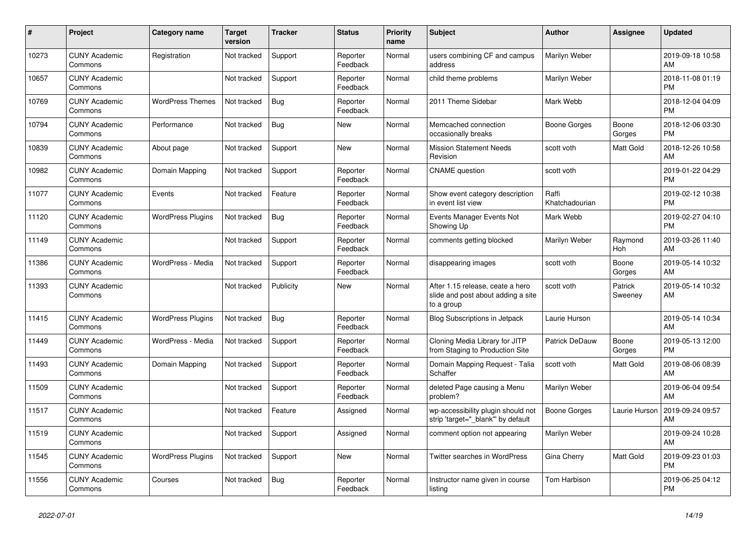| # | Project | Category name | Target version | Tracker | Status | Priority name | Subject | Author | Assignee | Updated |
|---|---|---|---|---|---|---|---|---|---|---|
| 10273 | CUNY Academic Commons | Registration | Not tracked | Support | Reporter Feedback | Normal | users combining CF and campus address | Marilyn Weber | | 2019-09-18 10:58 AM |
| 10657 | CUNY Academic Commons | | Not tracked | Support | Reporter Feedback | Normal | child theme problems | Marilyn Weber | | 2018-11-08 01:19 PM |
| 10769 | CUNY Academic Commons | WordPress Themes | Not tracked | Bug | Reporter Feedback | Normal | 2011 Theme Sidebar | Mark Webb | | 2018-12-04 04:09 PM |
| 10794 | CUNY Academic Commons | Performance | Not tracked | Bug | New | Normal | Memcached connection occasionally breaks | Boone Gorges | Boone Gorges | 2018-12-06 03:30 PM |
| 10839 | CUNY Academic Commons | About page | Not tracked | Support | New | Normal | Mission Statement Needs Revision | scott voth | Matt Gold | 2018-12-26 10:58 AM |
| 10982 | CUNY Academic Commons | Domain Mapping | Not tracked | Support | Reporter Feedback | Normal | CNAME question | scott voth | | 2019-01-22 04:29 PM |
| 11077 | CUNY Academic Commons | Events | Not tracked | Feature | Reporter Feedback | Normal | Show event category description in event list view | Raffi Khatchadourian | | 2019-02-12 10:38 PM |
| 11120 | CUNY Academic Commons | WordPress Plugins | Not tracked | Bug | Reporter Feedback | Normal | Events Manager Events Not Showing Up | Mark Webb | | 2019-02-27 04:10 PM |
| 11149 | CUNY Academic Commons | | Not tracked | Support | Reporter Feedback | Normal | comments getting blocked | Marilyn Weber | Raymond Hoh | 2019-03-26 11:40 AM |
| 11386 | CUNY Academic Commons | WordPress - Media | Not tracked | Support | Reporter Feedback | Normal | disappearing images | scott voth | Boone Gorges | 2019-05-14 10:32 AM |
| 11393 | CUNY Academic Commons | | Not tracked | Publicity | New | Normal | After 1.15 release, ceate a hero slide and post about adding a site to a group | scott voth | Patrick Sweeney | 2019-05-14 10:32 AM |
| 11415 | CUNY Academic Commons | WordPress Plugins | Not tracked | Bug | Reporter Feedback | Normal | Blog Subscriptions in Jetpack | Laurie Hurson | | 2019-05-14 10:34 AM |
| 11449 | CUNY Academic Commons | WordPress - Media | Not tracked | Support | Reporter Feedback | Normal | Cloning Media Library for JITP from Staging to Production Site | Patrick DeDauw | Boone Gorges | 2019-05-13 12:00 PM |
| 11493 | CUNY Academic Commons | Domain Mapping | Not tracked | Support | Reporter Feedback | Normal | Domain Mapping Request - Talia Schaffer | scott voth | Matt Gold | 2019-08-06 08:39 AM |
| 11509 | CUNY Academic Commons | | Not tracked | Support | Reporter Feedback | Normal | deleted Page causing a Menu problem? | Marilyn Weber | | 2019-06-04 09:54 AM |
| 11517 | CUNY Academic Commons | | Not tracked | Feature | Assigned | Normal | wp-accessibility plugin should not strip 'target="_blank"' by default | Boone Gorges | Laurie Hurson | 2019-09-24 09:57 AM |
| 11519 | CUNY Academic Commons | | Not tracked | Support | Assigned | Normal | comment option not appearing | Marilyn Weber | | 2019-09-24 10:28 AM |
| 11545 | CUNY Academic Commons | WordPress Plugins | Not tracked | Support | New | Normal | Twitter searches in WordPress | Gina Cherry | Matt Gold | 2019-09-23 01:03 PM |
| 11556 | CUNY Academic Commons | Courses | Not tracked | Bug | Reporter Feedback | Normal | Instructor name given in course listing | Tom Harbison | | 2019-06-25 04:12 PM |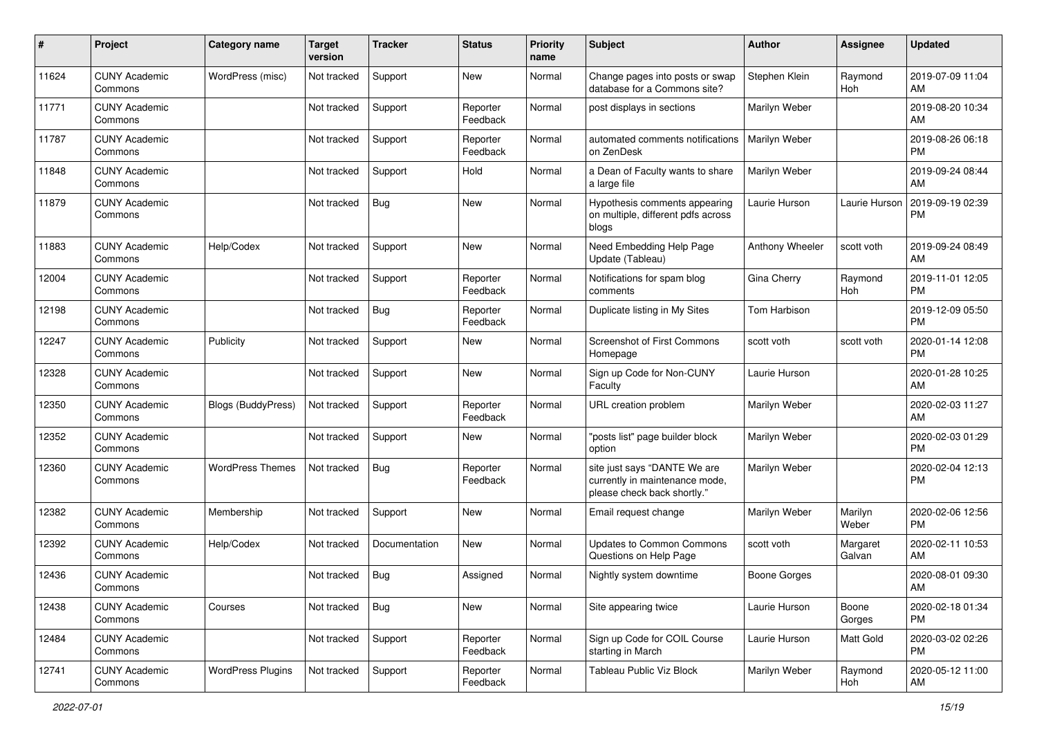| # | Project | Category name | Target version | Tracker | Status | Priority name | Subject | Author | Assignee | Updated |
|---|---|---|---|---|---|---|---|---|---|---|
| 11624 | CUNY Academic Commons | WordPress (misc) | Not tracked | Support | New | Normal | Change pages into posts or swap database for a Commons site? | Stephen Klein | Raymond Hoh | 2019-07-09 11:04 AM |
| 11771 | CUNY Academic Commons | | Not tracked | Support | Reporter Feedback | Normal | post displays in sections | Marilyn Weber | | 2019-08-20 10:34 AM |
| 11787 | CUNY Academic Commons | | Not tracked | Support | Reporter Feedback | Normal | automated comments notifications on ZenDesk | Marilyn Weber | | 2019-08-26 06:18 PM |
| 11848 | CUNY Academic Commons | | Not tracked | Support | Hold | Normal | a Dean of Faculty wants to share a large file | Marilyn Weber | | 2019-09-24 08:44 AM |
| 11879 | CUNY Academic Commons | | Not tracked | Bug | New | Normal | Hypothesis comments appearing on multiple, different pdfs across blogs | Laurie Hurson | Laurie Hurson | 2019-09-19 02:39 PM |
| 11883 | CUNY Academic Commons | Help/Codex | Not tracked | Support | New | Normal | Need Embedding Help Page Update (Tableau) | Anthony Wheeler | scott voth | 2019-09-24 08:49 AM |
| 12004 | CUNY Academic Commons | | Not tracked | Support | Reporter Feedback | Normal | Notifications for spam blog comments | Gina Cherry | Raymond Hoh | 2019-11-01 12:05 PM |
| 12198 | CUNY Academic Commons | | Not tracked | Bug | Reporter Feedback | Normal | Duplicate listing in My Sites | Tom Harbison | | 2019-12-09 05:50 PM |
| 12247 | CUNY Academic Commons | Publicity | Not tracked | Support | New | Normal | Screenshot of First Commons Homepage | scott voth | scott voth | 2020-01-14 12:08 PM |
| 12328 | CUNY Academic Commons | | Not tracked | Support | New | Normal | Sign up Code for Non-CUNY Faculty | Laurie Hurson | | 2020-01-28 10:25 AM |
| 12350 | CUNY Academic Commons | Blogs (BuddyPress) | Not tracked | Support | Reporter Feedback | Normal | URL creation problem | Marilyn Weber | | 2020-02-03 11:27 AM |
| 12352 | CUNY Academic Commons | | Not tracked | Support | New | Normal | "posts list" page builder block option | Marilyn Weber | | 2020-02-03 01:29 PM |
| 12360 | CUNY Academic Commons | WordPress Themes | Not tracked | Bug | Reporter Feedback | Normal | site just says "DANTE We are currently in maintenance mode, please check back shortly." | Marilyn Weber | | 2020-02-04 12:13 PM |
| 12382 | CUNY Academic Commons | Membership | Not tracked | Support | New | Normal | Email request change | Marilyn Weber | Marilyn Weber | 2020-02-06 12:56 PM |
| 12392 | CUNY Academic Commons | Help/Codex | Not tracked | Documentation | New | Normal | Updates to Common Commons Questions on Help Page | scott voth | Margaret Galvan | 2020-02-11 10:53 AM |
| 12436 | CUNY Academic Commons | | Not tracked | Bug | Assigned | Normal | Nightly system downtime | Boone Gorges | | 2020-08-01 09:30 AM |
| 12438 | CUNY Academic Commons | Courses | Not tracked | Bug | New | Normal | Site appearing twice | Laurie Hurson | Boone Gorges | 2020-02-18 01:34 PM |
| 12484 | CUNY Academic Commons | | Not tracked | Support | Reporter Feedback | Normal | Sign up Code for COIL Course starting in March | Laurie Hurson | Matt Gold | 2020-03-02 02:26 PM |
| 12741 | CUNY Academic Commons | WordPress Plugins | Not tracked | Support | Reporter Feedback | Normal | Tableau Public Viz Block | Marilyn Weber | Raymond Hoh | 2020-05-12 11:00 AM |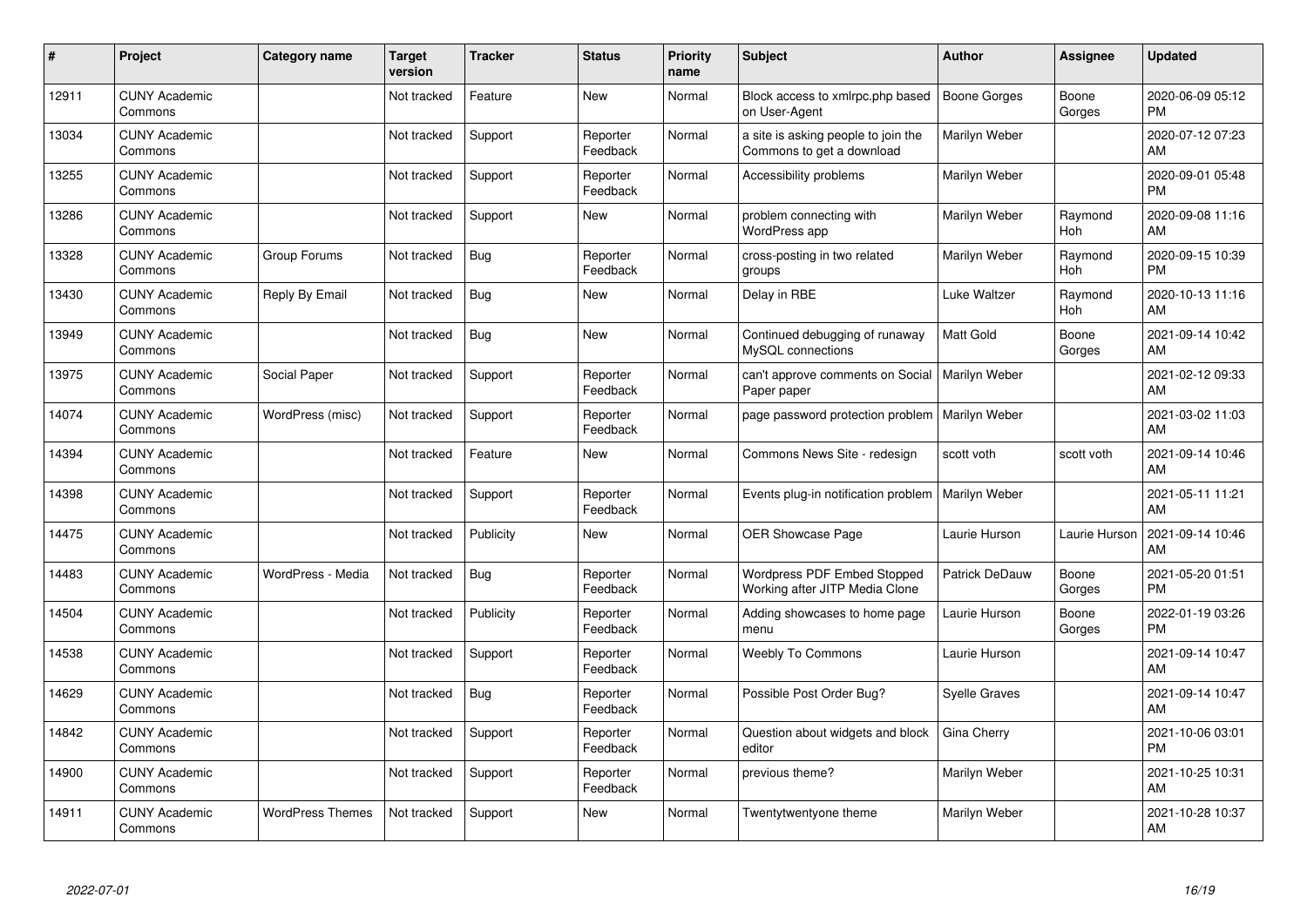| # | Project | Category name | Target version | Tracker | Status | Priority name | Subject | Author | Assignee | Updated |
|---|---|---|---|---|---|---|---|---|---|---|
| 12911 | CUNY Academic Commons | | Not tracked | Feature | New | Normal | Block access to xmlrpc.php based on User-Agent | Boone Gorges | Boone Gorges | 2020-06-09 05:12 PM |
| 13034 | CUNY Academic Commons | | Not tracked | Support | Reporter Feedback | Normal | a site is asking people to join the Commons to get a download | Marilyn Weber | | 2020-07-12 07:23 AM |
| 13255 | CUNY Academic Commons | | Not tracked | Support | Reporter Feedback | Normal | Accessibility problems | Marilyn Weber | | 2020-09-01 05:48 PM |
| 13286 | CUNY Academic Commons | | Not tracked | Support | New | Normal | problem connecting with WordPress app | Marilyn Weber | Raymond Hoh | 2020-09-08 11:16 AM |
| 13328 | CUNY Academic Commons | Group Forums | Not tracked | Bug | Reporter Feedback | Normal | cross-posting in two related groups | Marilyn Weber | Raymond Hoh | 2020-09-15 10:39 PM |
| 13430 | CUNY Academic Commons | Reply By Email | Not tracked | Bug | New | Normal | Delay in RBE | Luke Waltzer | Raymond Hoh | 2020-10-13 11:16 AM |
| 13949 | CUNY Academic Commons | | Not tracked | Bug | New | Normal | Continued debugging of runaway MySQL connections | Matt Gold | Boone Gorges | 2021-09-14 10:42 AM |
| 13975 | CUNY Academic Commons | Social Paper | Not tracked | Support | Reporter Feedback | Normal | can't approve comments on Social Paper paper | Marilyn Weber | | 2021-02-12 09:33 AM |
| 14074 | CUNY Academic Commons | WordPress (misc) | Not tracked | Support | Reporter Feedback | Normal | page password protection problem | Marilyn Weber | | 2021-03-02 11:03 AM |
| 14394 | CUNY Academic Commons | | Not tracked | Feature | New | Normal | Commons News Site - redesign | scott voth | scott voth | 2021-09-14 10:46 AM |
| 14398 | CUNY Academic Commons | | Not tracked | Support | Reporter Feedback | Normal | Events plug-in notification problem | Marilyn Weber | | 2021-05-11 11:21 AM |
| 14475 | CUNY Academic Commons | | Not tracked | Publicity | New | Normal | OER Showcase Page | Laurie Hurson | Laurie Hurson | 2021-09-14 10:46 AM |
| 14483 | CUNY Academic Commons | WordPress - Media | Not tracked | Bug | Reporter Feedback | Normal | Wordpress PDF Embed Stopped Working after JITP Media Clone | Patrick DeDauw | Boone Gorges | 2021-05-20 01:51 PM |
| 14504 | CUNY Academic Commons | | Not tracked | Publicity | Reporter Feedback | Normal | Adding showcases to home page menu | Laurie Hurson | Boone Gorges | 2022-01-19 03:26 PM |
| 14538 | CUNY Academic Commons | | Not tracked | Support | Reporter Feedback | Normal | Weebly To Commons | Laurie Hurson | | 2021-09-14 10:47 AM |
| 14629 | CUNY Academic Commons | | Not tracked | Bug | Reporter Feedback | Normal | Possible Post Order Bug? | Syelle Graves | | 2021-09-14 10:47 AM |
| 14842 | CUNY Academic Commons | | Not tracked | Support | Reporter Feedback | Normal | Question about widgets and block editor | Gina Cherry | | 2021-10-06 03:01 PM |
| 14900 | CUNY Academic Commons | | Not tracked | Support | Reporter Feedback | Normal | previous theme? | Marilyn Weber | | 2021-10-25 10:31 AM |
| 14911 | CUNY Academic Commons | WordPress Themes | Not tracked | Support | New | Normal | Twentytwentyone theme | Marilyn Weber | | 2021-10-28 10:37 AM |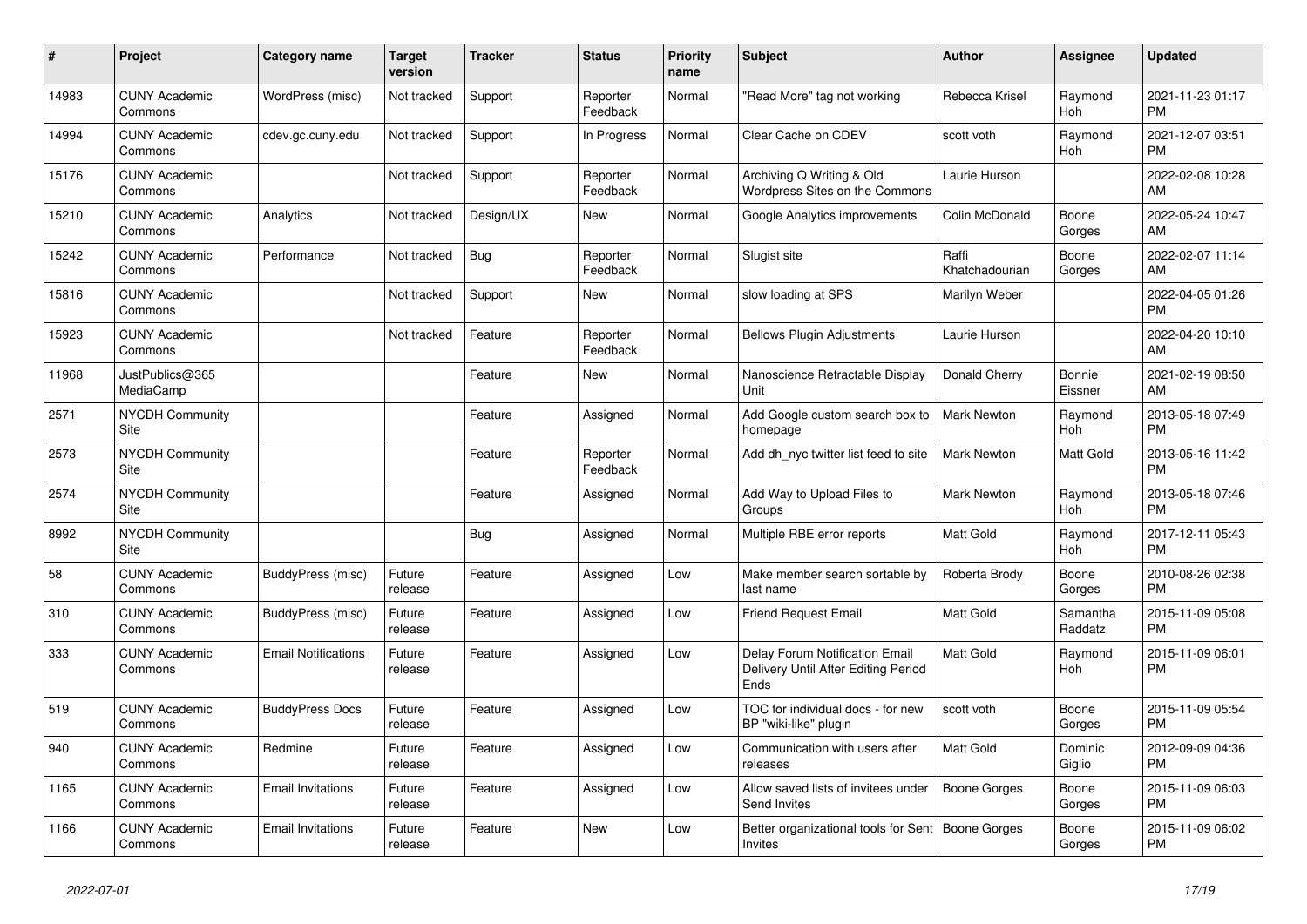| # | Project | Category name | Target version | Tracker | Status | Priority name | Subject | Author | Assignee | Updated |
|---|---|---|---|---|---|---|---|---|---|---|
| 14983 | CUNY Academic Commons | WordPress (misc) | Not tracked | Support | Reporter Feedback | Normal | "Read More" tag not working | Rebecca Krisel | Raymond Hoh | 2021-11-23 01:17 PM |
| 14994 | CUNY Academic Commons | cdev.gc.cuny.edu | Not tracked | Support | In Progress | Normal | Clear Cache on CDEV | scott voth | Raymond Hoh | 2021-12-07 03:51 PM |
| 15176 | CUNY Academic Commons | | Not tracked | Support | Reporter Feedback | Normal | Archiving Q Writing & Old Wordpress Sites on the Commons | Laurie Hurson | | 2022-02-08 10:28 AM |
| 15210 | CUNY Academic Commons | Analytics | Not tracked | Design/UX | New | Normal | Google Analytics improvements | Colin McDonald | Boone Gorges | 2022-05-24 10:47 AM |
| 15242 | CUNY Academic Commons | Performance | Not tracked | Bug | Reporter Feedback | Normal | Slugist site | Raffi Khatchadourian | Boone Gorges | 2022-02-07 11:14 AM |
| 15816 | CUNY Academic Commons | | Not tracked | Support | New | Normal | slow loading at SPS | Marilyn Weber | | 2022-04-05 01:26 PM |
| 15923 | CUNY Academic Commons | | Not tracked | Feature | Reporter Feedback | Normal | Bellows Plugin Adjustments | Laurie Hurson | | 2022-04-20 10:10 AM |
| 11968 | JustPublics@365 MediaCamp | | | Feature | New | Normal | Nanoscience Retractable Display Unit | Donald Cherry | Bonnie Eissner | 2021-02-19 08:50 AM |
| 2571 | NYCDH Community Site | | | Feature | Assigned | Normal | Add Google custom search box to homepage | Mark Newton | Raymond Hoh | 2013-05-18 07:49 PM |
| 2573 | NYCDH Community Site | | | Feature | Reporter Feedback | Normal | Add dh_nyc twitter list feed to site | Mark Newton | Matt Gold | 2013-05-16 11:42 PM |
| 2574 | NYCDH Community Site | | | Feature | Assigned | Normal | Add Way to Upload Files to Groups | Mark Newton | Raymond Hoh | 2013-05-18 07:46 PM |
| 8992 | NYCDH Community Site | | | Bug | Assigned | Normal | Multiple RBE error reports | Matt Gold | Raymond Hoh | 2017-12-11 05:43 PM |
| 58 | CUNY Academic Commons | BuddyPress (misc) | Future release | Feature | Assigned | Low | Make member search sortable by last name | Roberta Brody | Boone Gorges | 2010-08-26 02:38 PM |
| 310 | CUNY Academic Commons | BuddyPress (misc) | Future release | Feature | Assigned | Low | Friend Request Email | Matt Gold | Samantha Raddatz | 2015-11-09 05:08 PM |
| 333 | CUNY Academic Commons | Email Notifications | Future release | Feature | Assigned | Low | Delay Forum Notification Email Delivery Until After Editing Period Ends | Matt Gold | Raymond Hoh | 2015-11-09 06:01 PM |
| 519 | CUNY Academic Commons | BuddyPress Docs | Future release | Feature | Assigned | Low | TOC for individual docs - for new BP "wiki-like" plugin | scott voth | Boone Gorges | 2015-11-09 05:54 PM |
| 940 | CUNY Academic Commons | Redmine | Future release | Feature | Assigned | Low | Communication with users after releases | Matt Gold | Dominic Giglio | 2012-09-09 04:36 PM |
| 1165 | CUNY Academic Commons | Email Invitations | Future release | Feature | Assigned | Low | Allow saved lists of invitees under Send Invites | Boone Gorges | Boone Gorges | 2015-11-09 06:03 PM |
| 1166 | CUNY Academic Commons | Email Invitations | Future release | Feature | New | Low | Better organizational tools for Sent Invites | Boone Gorges | Boone Gorges | 2015-11-09 06:02 PM |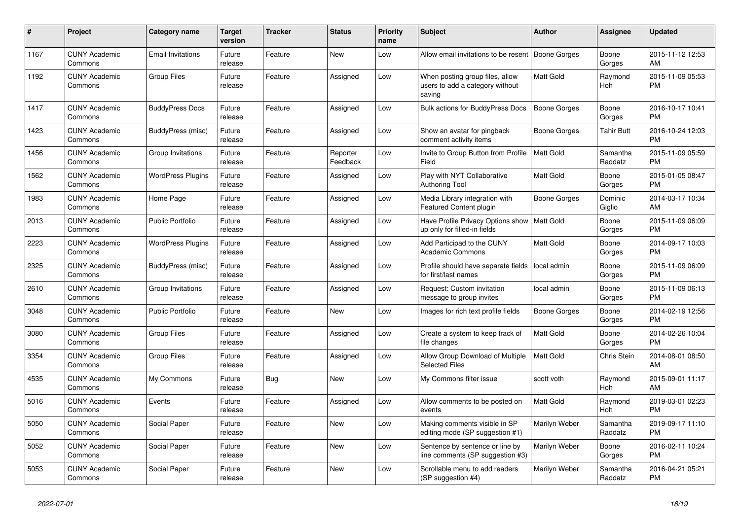| # | Project | Category name | Target version | Tracker | Status | Priority name | Subject | Author | Assignee | Updated |
|---|---|---|---|---|---|---|---|---|---|---|
| 1167 | CUNY Academic Commons | Email Invitations | Future release | Feature | New | Low | Allow email invitations to be resent | Boone Gorges | Boone Gorges | 2015-11-12 12:53 AM |
| 1192 | CUNY Academic Commons | Group Files | Future release | Feature | Assigned | Low | When posting group files, allow users to add a category without saving | Matt Gold | Raymond Hoh | 2015-11-09 05:53 PM |
| 1417 | CUNY Academic Commons | BuddyPress Docs | Future release | Feature | Assigned | Low | Bulk actions for BuddyPress Docs | Boone Gorges | Boone Gorges | 2016-10-17 10:41 PM |
| 1423 | CUNY Academic Commons | BuddyPress (misc) | Future release | Feature | Assigned | Low | Show an avatar for pingback comment activity items | Boone Gorges | Tahir Butt | 2016-10-24 12:03 PM |
| 1456 | CUNY Academic Commons | Group Invitations | Future release | Feature | Reporter Feedback | Low | Invite to Group Button from Profile Field | Matt Gold | Samantha Raddatz | 2015-11-09 05:59 PM |
| 1562 | CUNY Academic Commons | WordPress Plugins | Future release | Feature | Assigned | Low | Play with NYT Collaborative Authoring Tool | Matt Gold | Boone Gorges | 2015-01-05 08:47 PM |
| 1983 | CUNY Academic Commons | Home Page | Future release | Feature | Assigned | Low | Media Library integration with Featured Content plugin | Boone Gorges | Dominic Giglio | 2014-03-17 10:34 AM |
| 2013 | CUNY Academic Commons | Public Portfolio | Future release | Feature | Assigned | Low | Have Profile Privacy Options show up only for filled-in fields | Matt Gold | Boone Gorges | 2015-11-09 06:09 PM |
| 2223 | CUNY Academic Commons | WordPress Plugins | Future release | Feature | Assigned | Low | Add Participad to the CUNY Academic Commons | Matt Gold | Boone Gorges | 2014-09-17 10:03 PM |
| 2325 | CUNY Academic Commons | BuddyPress (misc) | Future release | Feature | Assigned | Low | Profile should have separate fields for first/last names | local admin | Boone Gorges | 2015-11-09 06:09 PM |
| 2610 | CUNY Academic Commons | Group Invitations | Future release | Feature | Assigned | Low | Request: Custom invitation message to group invites | local admin | Boone Gorges | 2015-11-09 06:13 PM |
| 3048 | CUNY Academic Commons | Public Portfolio | Future release | Feature | New | Low | Images for rich text profile fields | Boone Gorges | Boone Gorges | 2014-02-19 12:56 PM |
| 3080 | CUNY Academic Commons | Group Files | Future release | Feature | Assigned | Low | Create a system to keep track of file changes | Matt Gold | Boone Gorges | 2014-02-26 10:04 PM |
| 3354 | CUNY Academic Commons | Group Files | Future release | Feature | Assigned | Low | Allow Group Download of Multiple Selected Files | Matt Gold | Chris Stein | 2014-08-01 08:50 AM |
| 4535 | CUNY Academic Commons | My Commons | Future release | Bug | New | Low | My Commons filter issue | scott voth | Raymond Hoh | 2015-09-01 11:17 AM |
| 5016 | CUNY Academic Commons | Events | Future release | Feature | Assigned | Low | Allow comments to be posted on events | Matt Gold | Raymond Hoh | 2019-03-01 02:23 PM |
| 5050 | CUNY Academic Commons | Social Paper | Future release | Feature | New | Low | Making comments visible in SP editing mode (SP suggestion #1) | Marilyn Weber | Samantha Raddatz | 2019-09-17 11:10 PM |
| 5052 | CUNY Academic Commons | Social Paper | Future release | Feature | New | Low | Sentence by sentence or line by line comments (SP suggestion #3) | Marilyn Weber | Boone Gorges | 2016-02-11 10:24 PM |
| 5053 | CUNY Academic Commons | Social Paper | Future release | Feature | New | Low | Scrollable menu to add readers (SP suggestion #4) | Marilyn Weber | Samantha Raddatz | 2016-04-21 05:21 PM |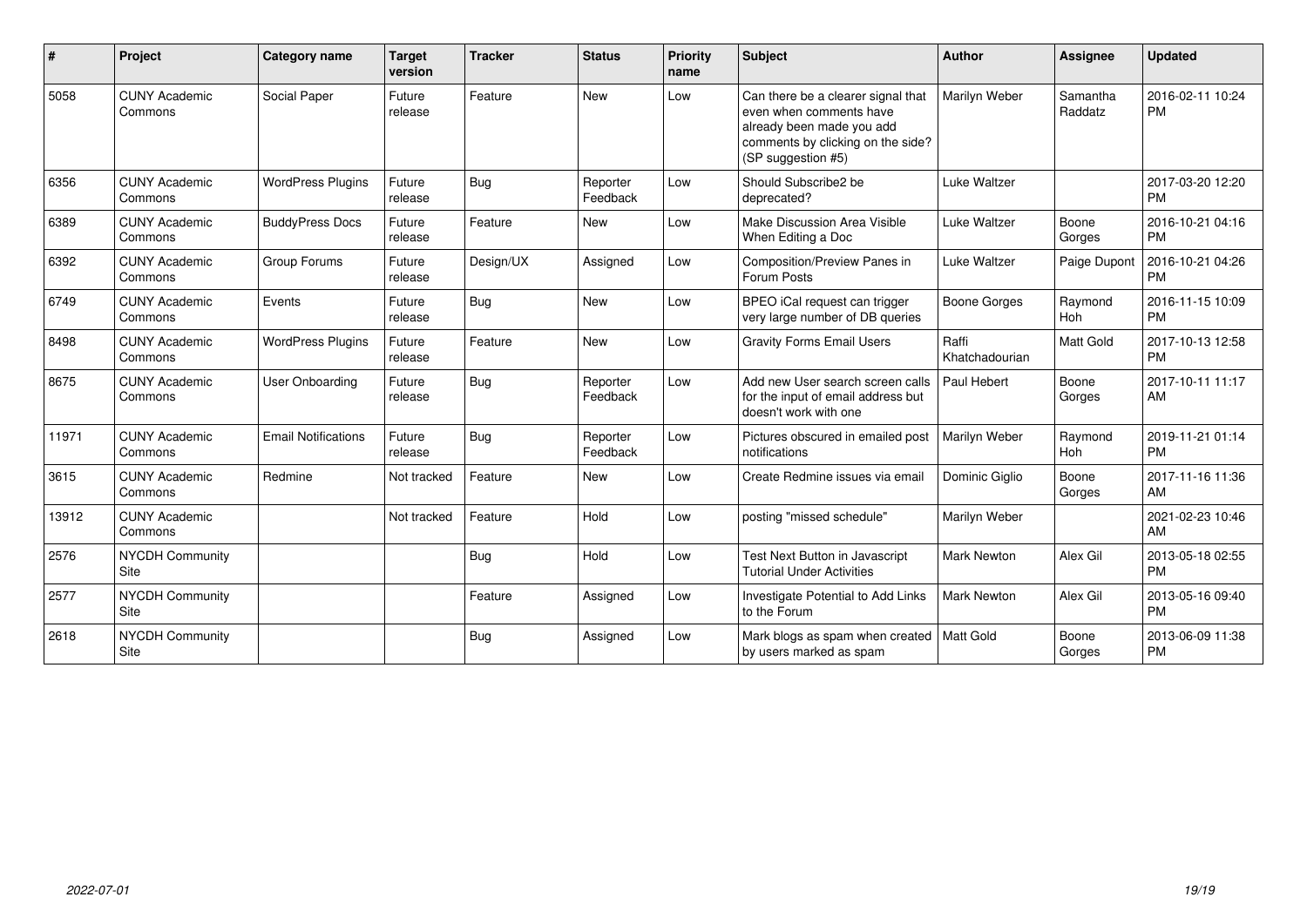| # | Project | Category name | Target version | Tracker | Status | Priority name | Subject | Author | Assignee | Updated |
|---|---|---|---|---|---|---|---|---|---|---|
| 5058 | CUNY Academic Commons | Social Paper | Future release | Feature | New | Low | Can there be a clearer signal that even when comments have already been made you add comments by clicking on the side? (SP suggestion #5) | Marilyn Weber | Samantha Raddatz | 2016-02-11 10:24 PM |
| 6356 | CUNY Academic Commons | WordPress Plugins | Future release | Bug | Reporter Feedback | Low | Should Subscribe2 be deprecated? | Luke Waltzer | | 2017-03-20 12:20 PM |
| 6389 | CUNY Academic Commons | BuddyPress Docs | Future release | Feature | New | Low | Make Discussion Area Visible When Editing a Doc | Luke Waltzer | Boone Gorges | 2016-10-21 04:16 PM |
| 6392 | CUNY Academic Commons | Group Forums | Future release | Design/UX | Assigned | Low | Composition/Preview Panes in Forum Posts | Luke Waltzer | Paige Dupont | 2016-10-21 04:26 PM |
| 6749 | CUNY Academic Commons | Events | Future release | Bug | New | Low | BPEO iCal request can trigger very large number of DB queries | Boone Gorges | Raymond Hoh | 2016-11-15 10:09 PM |
| 8498 | CUNY Academic Commons | WordPress Plugins | Future release | Feature | New | Low | Gravity Forms Email Users | Raffi Khatchadourian | Matt Gold | 2017-10-13 12:58 PM |
| 8675 | CUNY Academic Commons | User Onboarding | Future release | Bug | Reporter Feedback | Low | Add new User search screen calls for the input of email address but doesn't work with one | Paul Hebert | Boone Gorges | 2017-10-11 11:17 AM |
| 11971 | CUNY Academic Commons | Email Notifications | Future release | Bug | Reporter Feedback | Low | Pictures obscured in emailed post notifications | Marilyn Weber | Raymond Hoh | 2019-11-21 01:14 PM |
| 3615 | CUNY Academic Commons | Redmine | Not tracked | Feature | New | Low | Create Redmine issues via email | Dominic Giglio | Boone Gorges | 2017-11-16 11:36 AM |
| 13912 | CUNY Academic Commons | | Not tracked | Feature | Hold | Low | posting "missed schedule" | Marilyn Weber | | 2021-02-23 10:46 AM |
| 2576 | NYCDH Community Site | | | Bug | Hold | Low | Test Next Button in Javascript Tutorial Under Activities | Mark Newton | Alex Gil | 2013-05-18 02:55 PM |
| 2577 | NYCDH Community Site | | | Feature | Assigned | Low | Investigate Potential to Add Links to the Forum | Mark Newton | Alex Gil | 2013-05-16 09:40 PM |
| 2618 | NYCDH Community Site | | | Bug | Assigned | Low | Mark blogs as spam when created by users marked as spam | Matt Gold | Boone Gorges | 2013-06-09 11:38 PM |